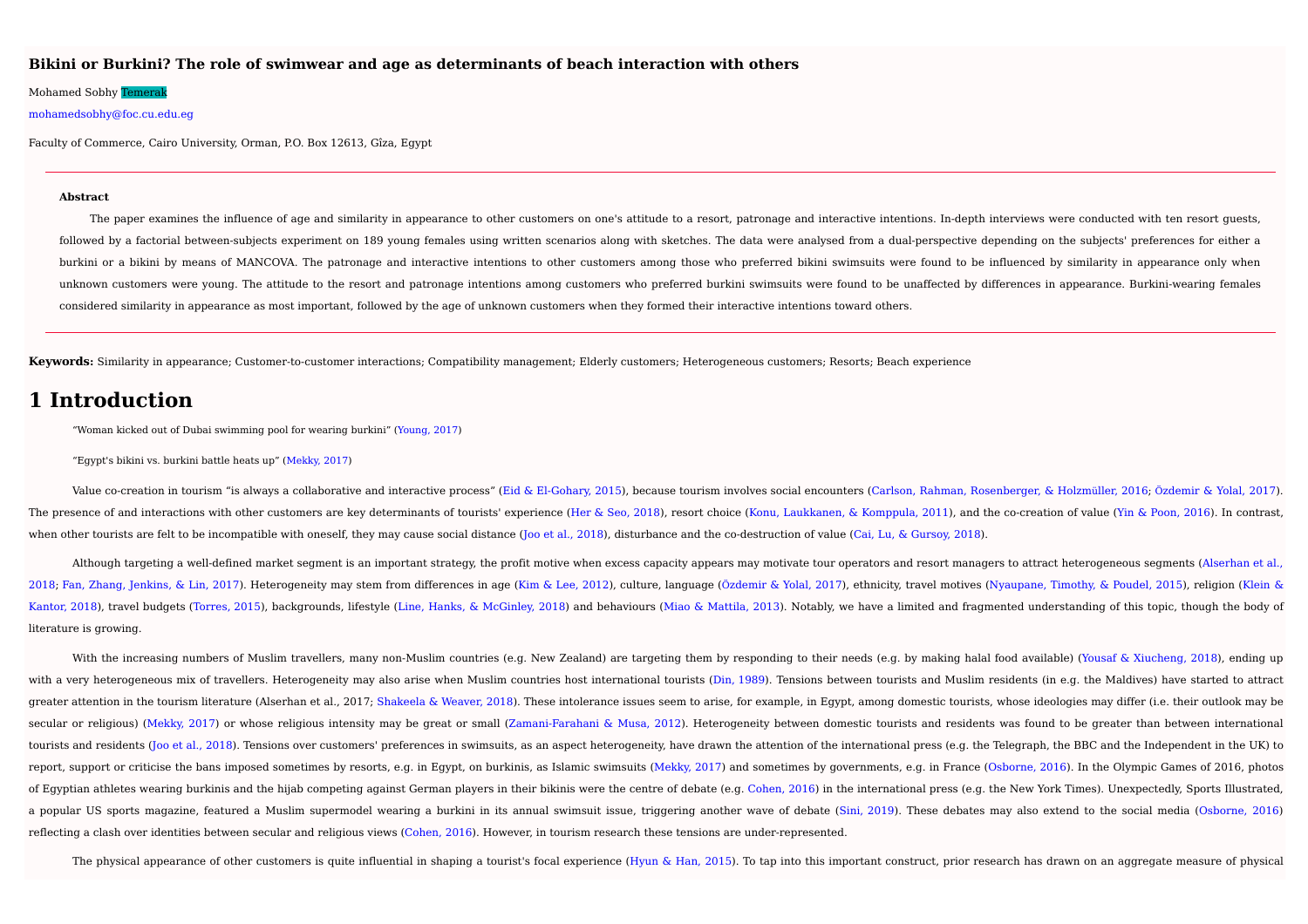# Bikini or Burkini? The role of swimwear and age as determinants of beach interaction with others

Mohamed Sobhy Temerak

mohamedsobhy@foc.cu.edu.eg

Faculty of Commerce, Cairo University, Orman, P.O. Box 12613, Gîza, Egypt

---

**Abstract**

The paper examines the influence of age and similarity in appearance to other customers on one's attitude to a resort, patronage and interactive intentions. In-depth interviews were conducted with ten resort guests, followed by a factorial between-subjects experiment on 189 young females using written scenarios along with sketches. The data were analysed from a dual-perspective depending on the subjects' preferences for either a burkini or a bikini by means of MANCOVA. The patronage and interactive intentions to other customers among those who preferred bikini swimsuits were found to be influenced by similarity in appearance only when unknown customers were young. The attitude to the resort and patronage intentions among customers who preferred burkini swimsuits were found to be unaffected by differences in appearance. Burkini-wearing females considered similarity in appearance as most important, followed by the age of unknown customers when they formed their interactive intentions toward others.

---

**Keywords:** Similarity in appearance; Customer-to-customer interactions; Compatibility management; Elderly customers; Heterogeneous customers; Resorts; Beach experience

# 1 Introduction

"Woman kicked out of Dubai swimming pool for wearing burkini" (Young, 2017)

"Egypt's bikini vs. burkini battle heats up" (Mekky, 2017)

Value co-creation in tourism "is always a collaborative and interactive process" (Eid & El-Gohary, 2015), because tourism involves social encounters (Carlson, Rahman, Rosenberger, & Holzmüller, 2016; Özdemir & Yolal, 2017). The presence of and interactions with other customers are key determinants of tourists' experience (Her & Seo, 2018), resort choice (Konu, Laukkanen, & Komppula, 2011), and the co-creation of value (Yin & Poon, 2016). In contrast, when other tourists are felt to be incompatible with oneself, they may cause social distance (Joo et al., 2018), disturbance and the co-destruction of value (Cai, Lu, & Gursoy, 2018).

Although targeting a well-defined market segment is an important strategy, the profit motive when excess capacity appears may motivate tour operators and resort managers to attract heterogeneous segments (Alserhan et al., 2018; Fan, Zhang, Jenkins, & Lin, 2017). Heterogeneity may stem from differences in age (Kim & Lee, 2012), culture, language (Özdemir & Yolal, 2017), ethnicity, travel motives (Nyaupane, Timothy, & Poudel, 2015), religion (Klein & Kantor, 2018), travel budgets (Torres, 2015), backgrounds, lifestyle (Line, Hanks, & McGinley, 2018) and behaviours (Miao & Mattila, 2013). Notably, we have a limited and fragmented understanding of this topic, though the body of literature is growing.

With the increasing numbers of Muslim travellers, many non-Muslim countries (e.g. New Zealand) are targeting them by responding to their needs (e.g. by making halal food available) (Yousaf & Xiucheng, 2018), ending up with a very heterogeneous mix of travellers. Heterogeneity may also arise when Muslim countries host international tourists (Din, 1989). Tensions between tourists and Muslim residents (in e.g. the Maldives) have started to attract greater attention in the tourism literature (Alserhan et al., 2017; Shakeela & Weaver, 2018). These intolerance issues seem to arise, for example, in Egypt, among domestic tourists, whose ideologies may differ (i.e. their outlook may be secular or religious) (Mekky, 2017) or whose religious intensity may be great or small (Zamani-Farahani & Musa, 2012). Heterogeneity between domestic tourists and residents was found to be greater than between international tourists and residents (Joo et al., 2018). Tensions over customers' preferences in swimsuits, as an aspect heterogeneity, have drawn the attention of the international press (e.g. the Telegraph, the BBC and the Independent in the UK) to report, support or criticise the bans imposed sometimes by resorts, e.g. in Egypt, on burkinis, as Islamic swimsuits (Mekky, 2017) and sometimes by governments, e.g. in France (Osborne, 2016). In the Olympic Games of 2016, photos of Egyptian athletes wearing burkinis and the hijab competing against German players in their bikinis were the centre of debate (e.g. Cohen, 2016) in the international press (e.g. the New York Times). Unexpectedly, Sports Illustrated, a popular US sports magazine, featured a Muslim supermodel wearing a burkini in its annual swimsuit issue, triggering another wave of debate (Sini, 2019). These debates may also extend to the social media (Osborne, 2016) reflecting a clash over identities between secular and religious views (Cohen, 2016). However, in tourism research these tensions are under-represented.

The physical appearance of other customers is quite influential in shaping a tourist's focal experience (Hyun & Han, 2015). To tap into this important construct, prior research has drawn on an aggregate measure of physical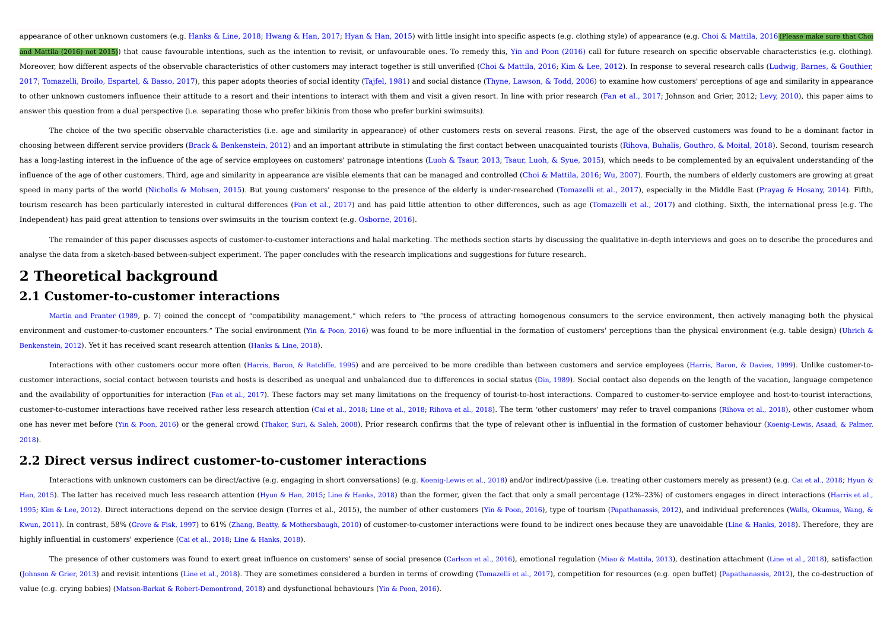appearance of other unknown customers (e.g. Hanks & Line, 2018; Hwang & Han, 2017; Hyan & Han, 2015) with little insight into specific aspects (e.g. clothing style) of appearance (e.g. Choi & Mattila, 2016(Please make sure that Choi and Mattila (2016) not 2015)) that cause favourable intentions, such as the intention to revisit, or unfavourable ones. To remedy this, Yin and Poon (2016) call for future research on specific observable characteristics (e.g. clothing). Moreover, how different aspects of the observable characteristics of other customers may interact together is still unverified (Choi & Mattila, 2016; Kim & Lee, 2012). In response to several research calls (Ludwig, Barnes, & Gouthier, 2017; Tomazelli, Broilo, Espartel, & Basso, 2017), this paper adopts theories of social identity (Tajfel, 1981) and social distance (Thyne, Lawson, & Todd, 2006) to examine how customers' perceptions of age and similarity in appearance to other unknown customers influence their attitude to a resort and their intentions to interact with them and visit a given resort. In line with prior research (Fan et al., 2017; Johnson and Grier, 2012; Levy, 2010), this paper aims to answer this question from a dual perspective (i.e. separating those who prefer bikinis from those who prefer burkini swimsuits).

The choice of the two specific observable characteristics (i.e. age and similarity in appearance) of other customers rests on several reasons. First, the age of the observed customers was found to be a dominant factor in choosing between different service providers (Brack & Benkenstein, 2012) and an important attribute in stimulating the first contact between unacquainted tourists (Rihova, Buhalis, Gouthro, & Moital, 2018). Second, tourism research has a long-lasting interest in the influence of the age of service employees on customers' patronage intentions (Luoh & Tsaur, 2013; Tsaur, Luoh, & Syue, 2015), which needs to be complemented by an equivalent understanding of the influence of the age of other customers. Third, age and similarity in appearance are visible elements that can be managed and controlled (Choi & Mattila, 2016; Wu, 2007). Fourth, the numbers of elderly customers are growing at great speed in many parts of the world (Nicholls & Mohsen, 2015). But young customers' response to the presence of the elderly is under-researched (Tomazelli et al., 2017), especially in the Middle East (Prayag & Hosany, 2014). Fifth, tourism research has been particularly interested in cultural differences (Fan et al., 2017) and has paid little attention to other differences, such as age (Tomazelli et al., 2017) and clothing. Sixth, the international press (e.g. The Independent) has paid great attention to tensions over swimsuits in the tourism context (e.g. Osborne, 2016).

The remainder of this paper discusses aspects of customer-to-customer interactions and halal marketing. The methods section starts by discussing the qualitative in-depth interviews and goes on to describe the procedures and analyse the data from a sketch-based between-subject experiment. The paper concludes with the research implications and suggestions for future research.

# 2 Theoretical background

## 2.1 Customer-to-customer interactions

Martin and Pranter (1989, p. 7) coined the concept of "compatibility management," which refers to "the process of attracting homogenous consumers to the service environment, then actively managing both the physical environment and customer-to-customer encounters." The social environment (Yin & Poon, 2016) was found to be more influential in the formation of customers' perceptions than the physical environment (e.g. table design) (Uhrich & Benkenstein, 2012). Yet it has received scant research attention (Hanks & Line, 2018).

Interactions with other customers occur more often (Harris, Baron, & Ratcliffe, 1995) and are perceived to be more credible than between customers and service employees (Harris, Baron, & Davies, 1999). Unlike customer-to-customer interactions, social contact between tourists and hosts is described as unequal and unbalanced due to differences in social status (Din, 1989). Social contact also depends on the length of the vacation, language competence and the availability of opportunities for interaction (Fan et al., 2017). These factors may set many limitations on the frequency of tourist-to-host interactions. Compared to customer-to-service employee and host-to-tourist interactions, customer-to-customer interactions have received rather less research attention (Cai et al., 2018; Line et al., 2018; Rihova et al., 2018). The term 'other customers' may refer to travel companions (Rihova et al., 2018), other customer whom one has never met before (Yin & Poon, 2016) or the general crowd (Thakor, Suri, & Saleh, 2008). Prior research confirms that the type of relevant other is influential in the formation of customer behaviour (Koenig-Lewis, Asaad, & Palmer, 2018).

## 2.2 Direct versus indirect customer-to-customer interactions

Interactions with unknown customers can be direct/active (e.g. engaging in short conversations) (e.g. Koenig-Lewis et al., 2018) and/or indirect/passive (i.e. treating other customers merely as present) (e.g. Cai et al., 2018; Hyun & Han, 2015). The latter has received much less research attention (Hyun & Han, 2015; Line & Hanks, 2018) than the former, given the fact that only a small percentage (12%–23%) of customers engages in direct interactions (Harris et al., 1995; Kim & Lee, 2012). Direct interactions depend on the service design (Torres et al., 2015), the number of other customers (Yin & Poon, 2016), type of tourism (Papathanassis, 2012), and individual preferences (Walls, Okumus, Wang, & Kwun, 2011). In contrast, 58% (Grove & Fisk, 1997) to 61% (Zhang, Beatty, & Mothersbaugh, 2010) of customer-to-customer interactions were found to be indirect ones because they are unavoidable (Line & Hanks, 2018). Therefore, they are highly influential in customers' experience (Cai et al., 2018; Line & Hanks, 2018).

The presence of other customers was found to exert great influence on customers' sense of social presence (Carlson et al., 2016), emotional regulation (Miao & Mattila, 2013), destination attachment (Line et al., 2018), satisfaction (Johnson & Grier, 2013) and revisit intentions (Line et al., 2018). They are sometimes considered a burden in terms of crowding (Tomazelli et al., 2017), competition for resources (e.g. open buffet) (Papathanassis, 2012), the co-destruction of value (e.g. crying babies) (Matson-Barkat & Robert-Demontrond, 2018) and dysfunctional behaviours (Yin & Poon, 2016).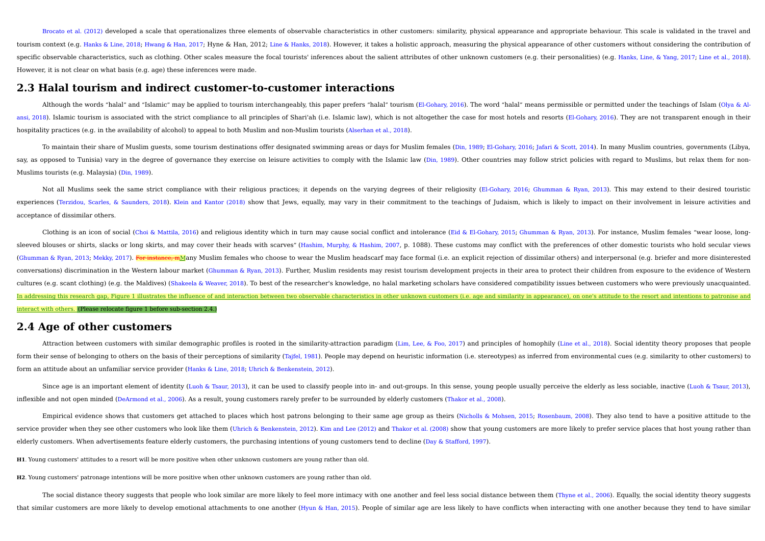Brocato et al. (2012) developed a scale that operationalizes three elements of observable characteristics in other customers: similarity, physical appearance and appropriate behaviour. This scale is validated in the travel and tourism context (e.g. Hanks & Line, 2018; Hwang & Han, 2017; Hyne & Han, 2012; Line & Hanks, 2018). However, it takes a holistic approach, measuring the physical appearance of other customers without considering the contribution of specific observable characteristics, such as clothing. Other scales measure the focal tourists' inferences about the salient attributes of other unknown customers (e.g. their personalities) (e.g. Hanks, Line, & Yang, 2017; Line et al., 2018). However, it is not clear on what basis (e.g. age) these inferences were made.

## 2.3 Halal tourism and indirect customer-to-customer interactions

Although the words "halal" and "Islamic" may be applied to tourism interchangeably, this paper prefers "halal" tourism (El-Gohary, 2016). The word "halal" means permissible or permitted under the teachings of Islam (Olya & Al-ansi, 2018). Islamic tourism is associated with the strict compliance to all principles of Shari'ah (i.e. Islamic law), which is not altogether the case for most hotels and resorts (El-Gohary, 2016). They are not transparent enough in their hospitality practices (e.g. in the availability of alcohol) to appeal to both Muslim and non-Muslim tourists (Alserhan et al., 2018).

To maintain their share of Muslim guests, some tourism destinations offer designated swimming areas or days for Muslim females (Din, 1989; El-Gohary, 2016; Jafari & Scott, 2014). In many Muslim countries, governments (Libya, say, as opposed to Tunisia) vary in the degree of governance they exercise on leisure activities to comply with the Islamic law (Din, 1989). Other countries may follow strict policies with regard to Muslims, but relax them for non-Muslims tourists (e.g. Malaysia) (Din, 1989).

Not all Muslims seek the same strict compliance with their religious practices; it depends on the varying degrees of their religiosity (El-Gohary, 2016; Ghumman & Ryan, 2013). This may extend to their desired touristic experiences (Terzidou, Scarles, & Saunders, 2018). Klein and Kantor (2018) show that Jews, equally, may vary in their commitment to the teachings of Judaism, which is likely to impact on their involvement in leisure activities and acceptance of dissimilar others.

Clothing is an icon of social (Choi & Mattila, 2016) and religious identity which in turn may cause social conflict and intolerance (Eid & El-Gohary, 2015; Ghumman & Ryan, 2013). For instance, Muslim females "wear loose, long-sleeved blouses or shirts, slacks or long skirts, and may cover their heads with scarves" (Hashim, Murphy, & Hashim, 2007, p. 1088). These customs may conflict with the preferences of other domestic tourists who hold secular views (Ghumman & Ryan, 2013; Mekky, 2017). ~~For instance, m~~Many Muslim females who choose to wear the Muslim headscarf may face formal (i.e. an explicit rejection of dissimilar others) and interpersonal (e.g. briefer and more disinterested conversations) discrimination in the Western labour market (Ghumman & Ryan, 2013). Further, Muslim residents may resist tourism development projects in their area to protect their children from exposure to the evidence of Western cultures (e.g. scant clothing) (e.g. the Maldives) (Shakeela & Weaver, 2018). To best of the researcher's knowledge, no halal marketing scholars have considered compatibility issues between customers who were previously unacquainted. In addressing this research gap, Figure 1 illustrates the influence of and interaction between two observable characteristics in other unknown customers (i.e. age and similarity in appearance), on one's attitude to the resort and intentions to patronise and interact with others. (Please relocate figure 1 before sub-section 2.4.)

## 2.4 Age of other customers

Attraction between customers with similar demographic profiles is rooted in the similarity-attraction paradigm (Lim, Lee, & Foo, 2017) and principles of homophily (Line et al., 2018). Social identity theory proposes that people form their sense of belonging to others on the basis of their perceptions of similarity (Tajfel, 1981). People may depend on heuristic information (i.e. stereotypes) as inferred from environmental cues (e.g. similarity to other customers) to form an attitude about an unfamiliar service provider (Hanks & Line, 2018; Uhrich & Benkenstein, 2012).

Since age is an important element of identity (Luoh & Tsaur, 2013), it can be used to classify people into in- and out-groups. In this sense, young people usually perceive the elderly as less sociable, inactive (Luoh & Tsaur, 2013), inflexible and not open minded (DeArmond et al., 2006). As a result, young customers rarely prefer to be surrounded by elderly customers (Thakor et al., 2008).

Empirical evidence shows that customers get attached to places which host patrons belonging to their same age group as theirs (Nicholls & Mohsen, 2015; Rosenbaum, 2008). They also tend to have a positive attitude to the service provider when they see other customers who look like them (Uhrich & Benkenstein, 2012). Kim and Lee (2012) and Thakor et al. (2008) show that young customers are more likely to prefer service places that host young rather than elderly customers. When advertisements feature elderly customers, the purchasing intentions of young customers tend to decline (Day & Stafford, 1997).

**H1**. Young customers' attitudes to a resort will be more positive when other unknown customers are young rather than old.

**H2**. Young customers' patronage intentions will be more positive when other unknown customers are young rather than old.

The social distance theory suggests that people who look similar are more likely to feel more intimacy with one another and feel less social distance between them (Thyne et al., 2006). Equally, the social identity theory suggests that similar customers are more likely to develop emotional attachments to one another (Hyun & Han, 2015). People of similar age are less likely to have conflicts when interacting with one another because they tend to have similar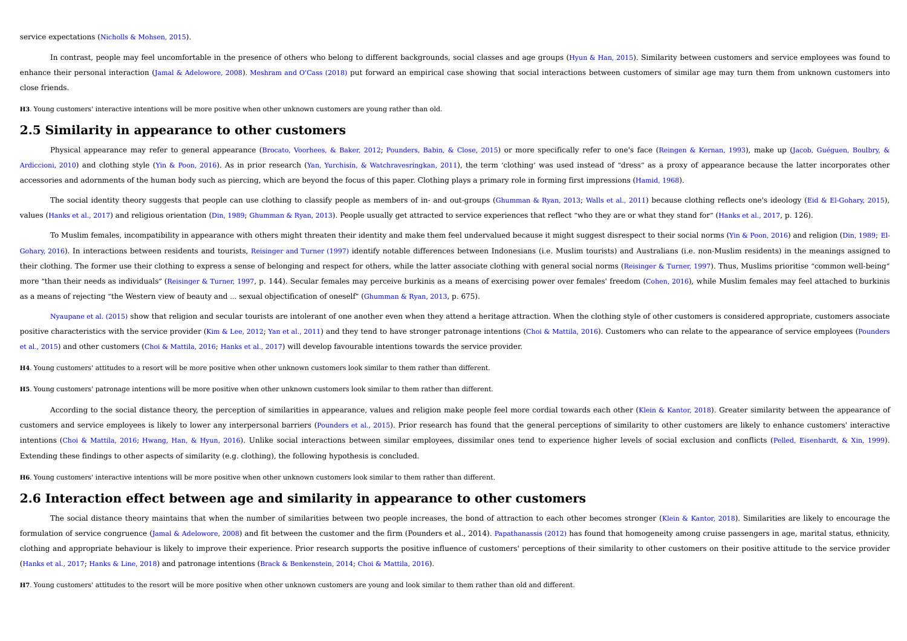service expectations (Nicholls & Mohsen, 2015).

In contrast, people may feel uncomfortable in the presence of others who belong to different backgrounds, social classes and age groups (Hyun & Han, 2015). Similarity between customers and service employees was found to enhance their personal interaction (Jamal & Adelowore, 2008). Meshram and O'Cass (2018) put forward an empirical case showing that social interactions between customers of similar age may turn them from unknown customers into close friends.

**H3**. Young customers' interactive intentions will be more positive when other unknown customers are young rather than old.

## 2.5 Similarity in appearance to other customers

Physical appearance may refer to general appearance (Brocato, Voorhees, & Baker, 2012; Pounders, Babin, & Close, 2015) or more specifically refer to one's face (Reingen & Kernan, 1993), make up (Jacob, Guéguen, Boulbry, & Ardiccioni, 2010) and clothing style (Yin & Poon, 2016). As in prior research (Yan, Yurchisin, & Watchravesringkan, 2011), the term 'clothing' was used instead of "dress" as a proxy of appearance because the latter incorporates other accessories and adornments of the human body such as piercing, which are beyond the focus of this paper. Clothing plays a primary role in forming first impressions (Hamid, 1968).

The social identity theory suggests that people can use clothing to classify people as members of in- and out-groups (Ghumman & Ryan, 2013; Walls et al., 2011) because clothing reflects one's ideology (Eid & El-Gohary, 2015), values (Hanks et al., 2017) and religious orientation (Din, 1989; Ghumman & Ryan, 2013). People usually get attracted to service experiences that reflect "who they are or what they stand for" (Hanks et al., 2017, p. 126).

To Muslim females, incompatibility in appearance with others might threaten their identity and make them feel undervalued because it might suggest disrespect to their social norms (Yin & Poon, 2016) and religion (Din, 1989; El-Gohary, 2016). In interactions between residents and tourists, Reisinger and Turner (1997) identify notable differences between Indonesians (i.e. Muslim tourists) and Australians (i.e. non-Muslim residents) in the meanings assigned to their clothing. The former use their clothing to express a sense of belonging and respect for others, while the latter associate clothing with general social norms (Reisinger & Turner, 1997). Thus, Muslims prioritise "common well-being" more "than their needs as individuals" (Reisinger & Turner, 1997, p. 144). Secular females may perceive burkinis as a means of exercising power over females' freedom (Cohen, 2016), while Muslim females may feel attached to burkinis as a means of rejecting "the Western view of beauty and ... sexual objectification of oneself" (Ghumman & Ryan, 2013, p. 675).

Nyaupane et al. (2015) show that religion and secular tourists are intolerant of one another even when they attend a heritage attraction. When the clothing style of other customers is considered appropriate, customers associate positive characteristics with the service provider (Kim & Lee, 2012; Yan et al., 2011) and they tend to have stronger patronage intentions (Choi & Mattila, 2016). Customers who can relate to the appearance of service employees (Pounders et al., 2015) and other customers (Choi & Mattila, 2016; Hanks et al., 2017) will develop favourable intentions towards the service provider.

**H4**. Young customers' attitudes to a resort will be more positive when other unknown customers look similar to them rather than different.

**H5**. Young customers' patronage intentions will be more positive when other unknown customers look similar to them rather than different.

According to the social distance theory, the perception of similarities in appearance, values and religion make people feel more cordial towards each other (Klein & Kantor, 2018). Greater similarity between the appearance of customers and service employees is likely to lower any interpersonal barriers (Pounders et al., 2015). Prior research has found that the general perceptions of similarity to other customers are likely to enhance customers' interactive intentions (Choi & Mattila, 2016; Hwang, Han, & Hyun, 2016). Unlike social interactions between similar employees, dissimilar ones tend to experience higher levels of social exclusion and conflicts (Pelled, Eisenhardt, & Xin, 1999). Extending these findings to other aspects of similarity (e.g. clothing), the following hypothesis is concluded.

**H6**. Young customers' interactive intentions will be more positive when other unknown customers look similar to them rather than different.

## 2.6 Interaction effect between age and similarity in appearance to other customers

The social distance theory maintains that when the number of similarities between two people increases, the bond of attraction to each other becomes stronger (Klein & Kantor, 2018). Similarities are likely to encourage the formulation of service congruence (Jamal & Adelowore, 2008) and fit between the customer and the firm (Pounders et al., 2014). Papathanassis (2012) has found that homogeneity among cruise passengers in age, marital status, ethnicity, clothing and appropriate behaviour is likely to improve their experience. Prior research supports the positive influence of customers' perceptions of their similarity to other customers on their positive attitude to the service provider (Hanks et al., 2017; Hanks & Line, 2018) and patronage intentions (Brack & Benkenstein, 2014; Choi & Mattila, 2016).

**H7**. Young customers' attitudes to the resort will be more positive when other unknown customers are young and look similar to them rather than old and different.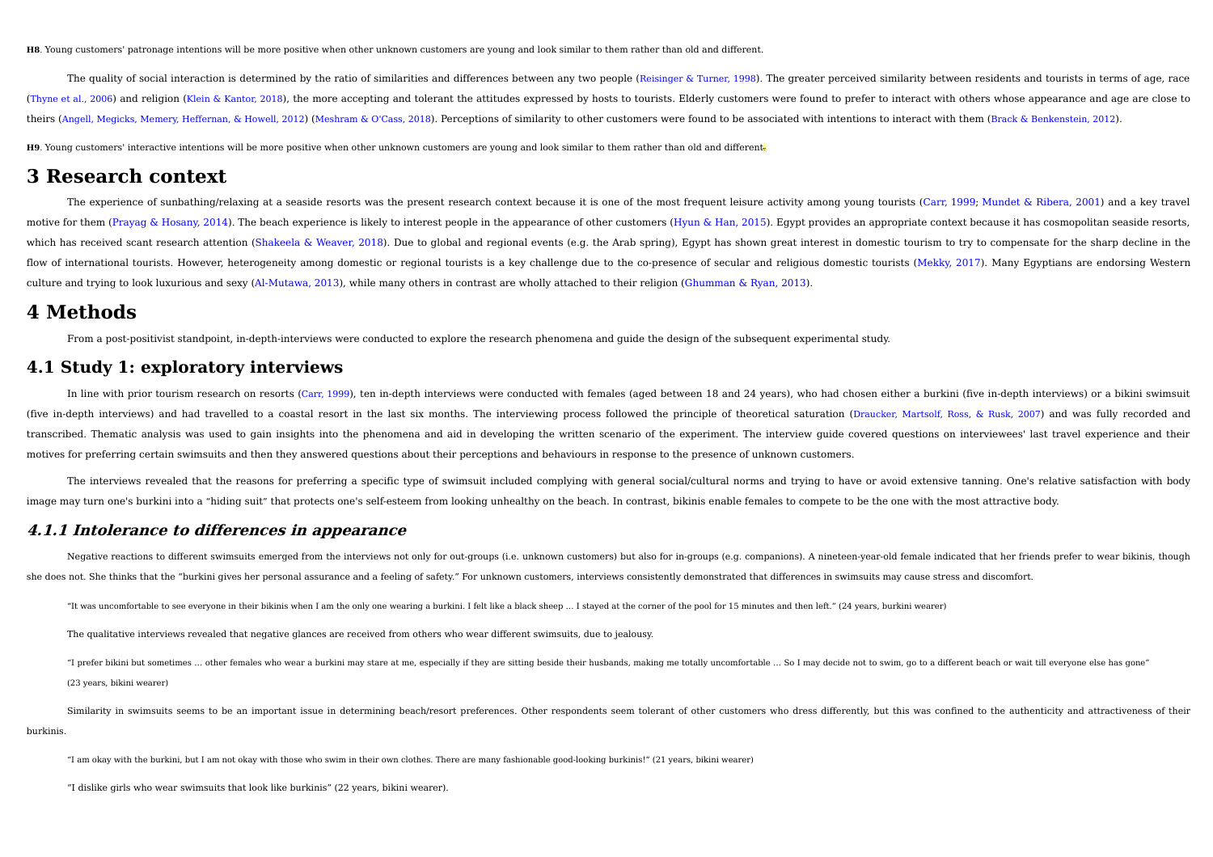**H8**. Young customers' patronage intentions will be more positive when other unknown customers are young and look similar to them rather than old and different.

The quality of social interaction is determined by the ratio of similarities and differences between any two people (Reisinger & Turner, 1998). The greater perceived similarity between residents and tourists in terms of age, race (Thyne et al., 2006) and religion (Klein & Kantor, 2018), the more accepting and tolerant the attitudes expressed by hosts to tourists. Elderly customers were found to prefer to interact with others whose appearance and age are close to theirs (Angell, Megicks, Memery, Heffernan, & Howell, 2012) (Meshram & O'Cass, 2018). Perceptions of similarity to other customers were found to be associated with intentions to interact with them (Brack & Benkenstein, 2012).

**H9**. Young customers' interactive intentions will be more positive when other unknown customers are young and look similar to them rather than old and different.

# 3 Research context

The experience of sunbathing/relaxing at a seaside resorts was the present research context because it is one of the most frequent leisure activity among young tourists (Carr, 1999; Mundet & Ribera, 2001) and a key travel motive for them (Prayag & Hosany, 2014). The beach experience is likely to interest people in the appearance of other customers (Hyun & Han, 2015). Egypt provides an appropriate context because it has cosmopolitan seaside resorts, which has received scant research attention (Shakeela & Weaver, 2018). Due to global and regional events (e.g. the Arab spring), Egypt has shown great interest in domestic tourism to try to compensate for the sharp decline in the flow of international tourists. However, heterogeneity among domestic or regional tourists is a key challenge due to the co-presence of secular and religious domestic tourists (Mekky, 2017). Many Egyptians are endorsing Western culture and trying to look luxurious and sexy (Al-Mutawa, 2013), while many others in contrast are wholly attached to their religion (Ghumman & Ryan, 2013).

# 4 Methods

From a post-positivist standpoint, in-depth-interviews were conducted to explore the research phenomena and guide the design of the subsequent experimental study.

## 4.1 Study 1: exploratory interviews

In line with prior tourism research on resorts (Carr, 1999), ten in-depth interviews were conducted with females (aged between 18 and 24 years), who had chosen either a burkini (five in-depth interviews) or a bikini swimsuit (five in-depth interviews) and had travelled to a coastal resort in the last six months. The interviewing process followed the principle of theoretical saturation (Draucker, Martsolf, Ross, & Rusk, 2007) and was fully recorded and transcribed. Thematic analysis was used to gain insights into the phenomena and aid in developing the written scenario of the experiment. The interview guide covered questions on interviewees' last travel experience and their motives for preferring certain swimsuits and then they answered questions about their perceptions and behaviours in response to the presence of unknown customers.

The interviews revealed that the reasons for preferring a specific type of swimsuit included complying with general social/cultural norms and trying to have or avoid extensive tanning. One's relative satisfaction with body image may turn one's burkini into a "hiding suit" that protects one's self-esteem from looking unhealthy on the beach. In contrast, bikinis enable females to compete to be the one with the most attractive body.

### *4.1.1 Intolerance to differences in appearance*

Negative reactions to different swimsuits emerged from the interviews not only for out-groups (i.e. unknown customers) but also for in-groups (e.g. companions). A nineteen-year-old female indicated that her friends prefer to wear bikinis, though she does not. She thinks that the "burkini gives her personal assurance and a feeling of safety." For unknown customers, interviews consistently demonstrated that differences in swimsuits may cause stress and discomfort.

"It was uncomfortable to see everyone in their bikinis when I am the only one wearing a burkini. I felt like a black sheep ... I stayed at the corner of the pool for 15 minutes and then left." (24 years, burkini wearer)

The qualitative interviews revealed that negative glances are received from others who wear different swimsuits, due to jealousy.

"I prefer bikini but sometimes ... other females who wear a burkini may stare at me, especially if they are sitting beside their husbands, making me totally uncomfortable ... So I may decide not to swim, go to a different beach or wait till everyone else has gone" (23 years, bikini wearer)

Similarity in swimsuits seems to be an important issue in determining beach/resort preferences. Other respondents seem tolerant of other customers who dress differently, but this was confined to the authenticity and attractiveness of their burkinis.

"I am okay with the burkini, but I am not okay with those who swim in their own clothes. There are many fashionable good-looking burkinis!" (21 years, bikini wearer)

"I dislike girls who wear swimsuits that look like burkinis" (22 years, bikini wearer).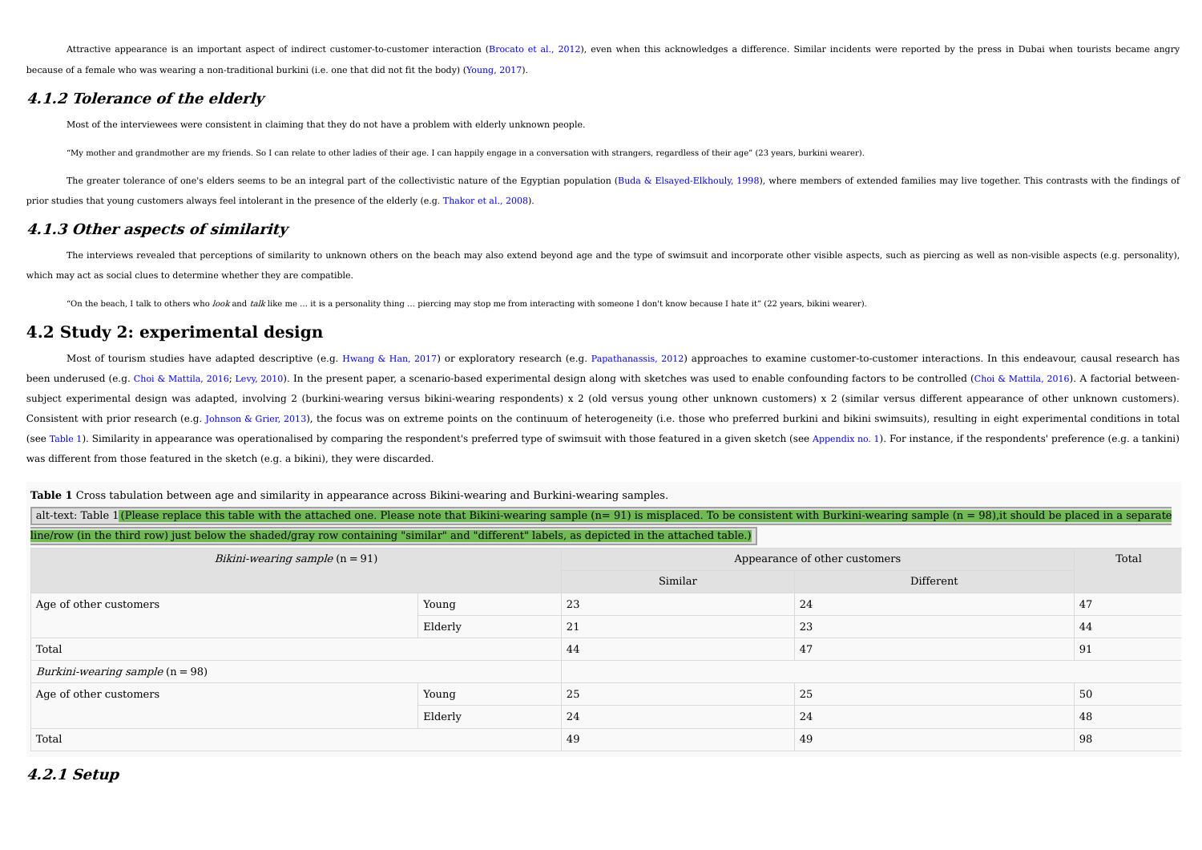Attractive appearance is an important aspect of indirect customer-to-customer interaction (Brocato et al., 2012), even when this acknowledges a difference. Similar incidents were reported by the press in Dubai when tourists became angry because of a female who was wearing a non-traditional burkini (i.e. one that did not fit the body) (Young, 2017).

### *4.1.2 Tolerance of the elderly*

Most of the interviewees were consistent in claiming that they do not have a problem with elderly unknown people.

“My mother and grandmother are my friends. So I can relate to other ladies of their age. I can happily engage in a conversation with strangers, regardless of their age” (23 years, burkini wearer).

The greater tolerance of one's elders seems to be an integral part of the collectivistic nature of the Egyptian population (Buda & Elsayed-Elkhouly, 1998), where members of extended families may live together. This contrasts with the findings of prior studies that young customers always feel intolerant in the presence of the elderly (e.g. Thakor et al., 2008).

### *4.1.3 Other aspects of similarity*

The interviews revealed that perceptions of similarity to unknown others on the beach may also extend beyond age and the type of swimsuit and incorporate other visible aspects, such as piercing as well as non-visible aspects (e.g. personality), which may act as social clues to determine whether they are compatible.

“On the beach, I talk to others who *look* and *talk* like me ... it is a personality thing ... piercing may stop me from interacting with someone I don't know because I hate it” (22 years, bikini wearer).

## 4.2 Study 2: experimental design

Most of tourism studies have adapted descriptive (e.g. Hwang & Han, 2017) or exploratory research (e.g. Papathanassis, 2012) approaches to examine customer-to-customer interactions. In this endeavour, causal research has been underused (e.g. Choi & Mattila, 2016; Levy, 2010). In the present paper, a scenario-based experimental design along with sketches was used to enable confounding factors to be controlled (Choi & Mattila, 2016). A factorial between-subject experimental design was adapted, involving 2 (burkini-wearing versus bikini-wearing respondents) x 2 (old versus young other unknown customers) x 2 (similar versus different appearance of other unknown customers). Consistent with prior research (e.g. Johnson & Grier, 2013), the focus was on extreme points on the continuum of heterogeneity (i.e. those who preferred burkini and bikini swimsuits), resulting in eight experimental conditions in total (see Table 1). Similarity in appearance was operationalised by comparing the respondent's preferred type of swimsuit with those featured in a given sketch (see Appendix no. 1). For instance, if the respondents' preference (e.g. a tankini) was different from those featured in the sketch (e.g. a bikini), they were discarded.

**Table 1** Cross tabulation between age and similarity in appearance across Bikini-wearing and Burkini-wearing samples.

alt-text: Table 1 (Please replace this table with the attached one. Please note that Bikini-wearing sample (n= 91) is misplaced. To be consistent with Burkini-wearing sample (n = 98),it should be placed in a separate line/row (in the third row) just below the shaded/gray row containing "similar" and "different" labels, as depicted in the attached table.)

| *Bikini-wearing sample* (n = 91) | | Appearance of other customers | | Total |
|---|---|---|---|---|
| | | Similar | Different | |
| Age of other customers | Young | 23 | 24 | 47 |
| | Elderly | 21 | 23 | 44 |
| Total | | 44 | 47 | 91 |
| *Burkini-wearing sample* (n = 98) | | | | |
| Age of other customers | Young | 25 | 25 | 50 |
| | Elderly | 24 | 24 | 48 |
| Total | | 49 | 49 | 98 |

### *4.2.1 Setup*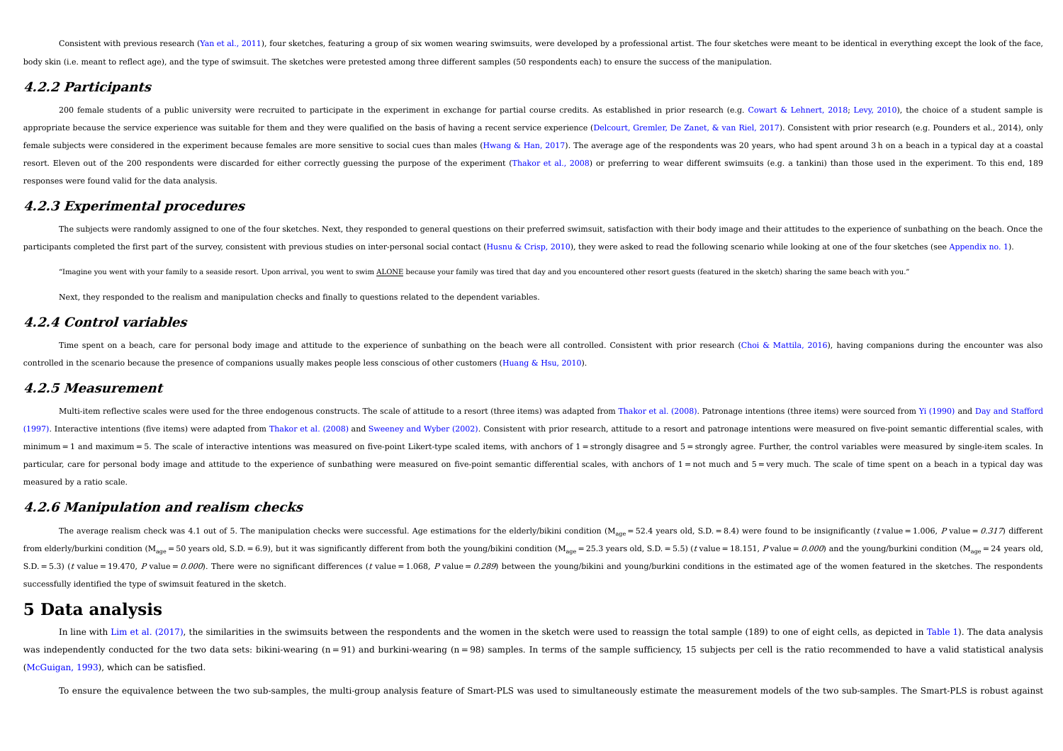Consistent with previous research (Yan et al., 2011), four sketches, featuring a group of six women wearing swimsuits, were developed by a professional artist. The four sketches were meant to be identical in everything except the look of the face, body skin (i.e. meant to reflect age), and the type of swimsuit. The sketches were pretested among three different samples (50 respondents each) to ensure the success of the manipulation.

### 4.2.2 Participants

200 female students of a public university were recruited to participate in the experiment in exchange for partial course credits. As established in prior research (e.g. Cowart & Lehnert, 2018; Levy, 2010), the choice of a student sample is appropriate because the service experience was suitable for them and they were qualified on the basis of having a recent service experience (Delcourt, Gremler, De Zanet, & van Riel, 2017). Consistent with prior research (e.g. Pounders et al., 2014), only female subjects were considered in the experiment because females are more sensitive to social cues than males (Hwang & Han, 2017). The average age of the respondents was 20 years, who had spent around 3 h on a beach in a typical day at a coastal resort. Eleven out of the 200 respondents were discarded for either correctly guessing the purpose of the experiment (Thakor et al., 2008) or preferring to wear different swimsuits (e.g. a tankini) than those used in the experiment. To this end, 189 responses were found valid for the data analysis.

### 4.2.3 Experimental procedures

The subjects were randomly assigned to one of the four sketches. Next, they responded to general questions on their preferred swimsuit, satisfaction with their body image and their attitudes to the experience of sunbathing on the beach. Once the participants completed the first part of the survey, consistent with previous studies on inter-personal social contact (Husnu & Crisp, 2010), they were asked to read the following scenario while looking at one of the four sketches (see Appendix no. 1).

"Imagine you went with your family to a seaside resort. Upon arrival, you went to swim ALONE because your family was tired that day and you encountered other resort guests (featured in the sketch) sharing the same beach with you."

Next, they responded to the realism and manipulation checks and finally to questions related to the dependent variables.

### 4.2.4 Control variables

Time spent on a beach, care for personal body image and attitude to the experience of sunbathing on the beach were all controlled. Consistent with prior research (Choi & Mattila, 2016), having companions during the encounter was also controlled in the scenario because the presence of companions usually makes people less conscious of other customers (Huang & Hsu, 2010).

### 4.2.5 Measurement

Multi-item reflective scales were used for the three endogenous constructs. The scale of attitude to a resort (three items) was adapted from Thakor et al. (2008). Patronage intentions (three items) were sourced from Yi (1990) and Day and Stafford (1997). Interactive intentions (five items) were adapted from Thakor et al. (2008) and Sweeney and Wyber (2002). Consistent with prior research, attitude to a resort and patronage intentions were measured on five-point semantic differential scales, with minimum = 1 and maximum = 5. The scale of interactive intentions was measured on five-point Likert-type scaled items, with anchors of 1 = strongly disagree and 5 = strongly agree. Further, the control variables were measured by single-item scales. In particular, care for personal body image and attitude to the experience of sunbathing were measured on five-point semantic differential scales, with anchors of 1 = not much and 5 = very much. The scale of time spent on a beach in a typical day was measured by a ratio scale.

### 4.2.6 Manipulation and realism checks

The average realism check was 4.1 out of 5. The manipulation checks were successful. Age estimations for the elderly/bikini condition ($M_{age}$ = 52.4 years old, S.D. = 8.4) were found to be insignificantly (*t* value = 1.006, *P* value = *0.317*) different from elderly/burkini condition ($M_{age}$ = 50 years old, S.D. = 6.9), but it was significantly different from both the young/bikini condition ($M_{age}$ = 25.3 years old, S.D. = 5.5) (*t* value = 18.151, *P* value = *0.000*) and the young/burkini condition ($M_{age}$ = 24 years old, S.D. = 5.3) (*t* value = 19.470, *P* value = *0.000*). There were no significant differences (*t* value = 1.068, *P* value = *0.289*) between the young/bikini and young/burkini conditions in the estimated age of the women featured in the sketches. The respondents successfully identified the type of swimsuit featured in the sketch.

## 5 Data analysis

In line with Lim et al. (2017), the similarities in the swimsuits between the respondents and the women in the sketch were used to reassign the total sample (189) to one of eight cells, as depicted in Table 1). The data analysis was independently conducted for the two data sets: bikini-wearing (n = 91) and burkini-wearing (n = 98) samples. In terms of the sample sufficiency, 15 subjects per cell is the ratio recommended to have a valid statistical analysis (McGuigan, 1993), which can be satisfied.

To ensure the equivalence between the two sub-samples, the multi-group analysis feature of Smart-PLS was used to simultaneously estimate the measurement models of the two sub-samples. The Smart-PLS is robust against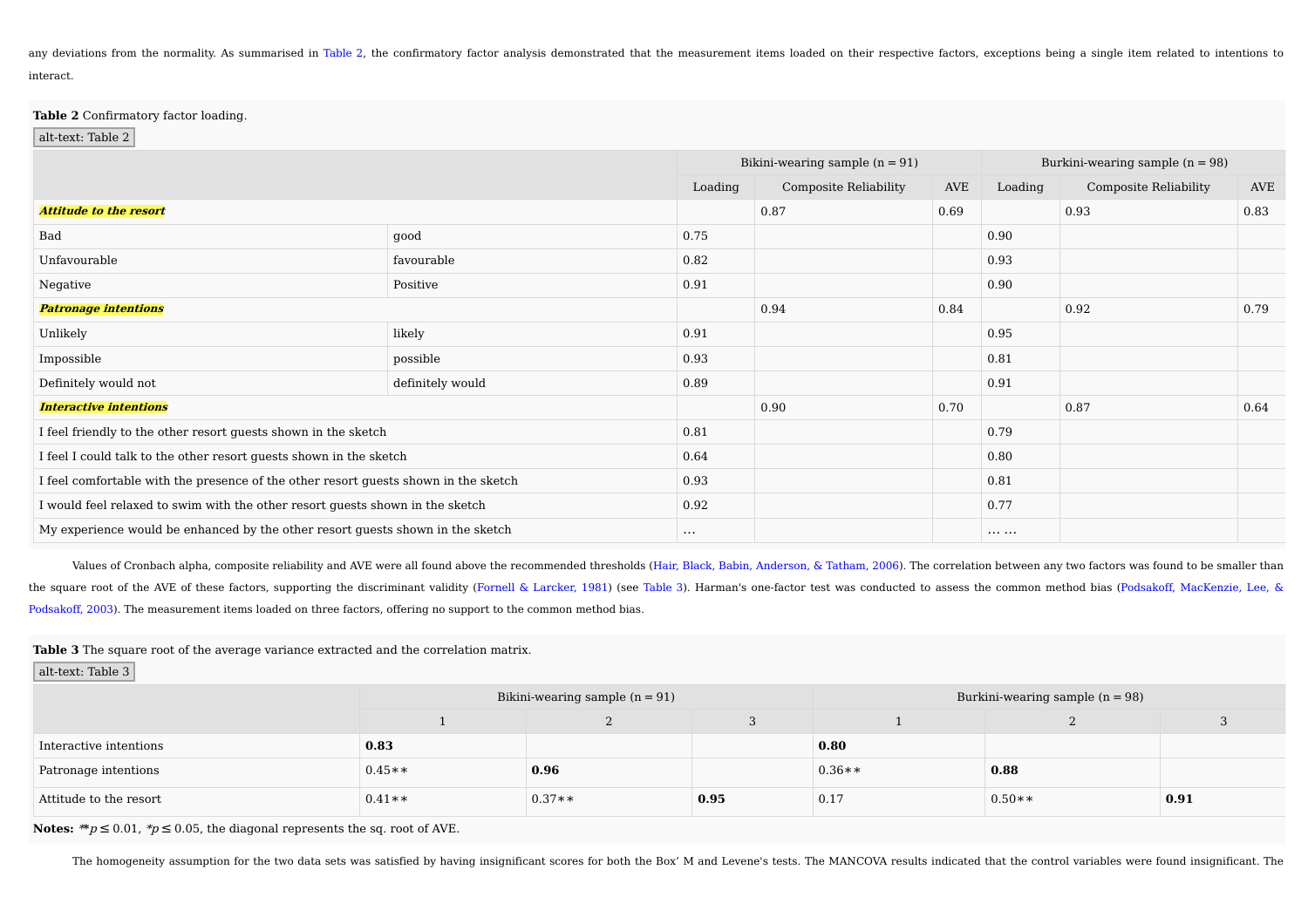any deviations from the normality. As summarised in Table 2, the confirmatory factor analysis demonstrated that the measurement items loaded on their respective factors, exceptions being a single item related to intentions to interact.

**Table 2** Confirmatory factor loading.

alt-text: Table 2

| | | Bikini-wearing sample (n = 91) | | | Burkini-wearing sample (n = 98) | | |
|---|---|---|---|---|---|---|---|
| | | Loading | Composite Reliability | AVE | Loading | Composite Reliability | AVE |
| ***Attitude to the resort*** | | | 0.87 | 0.69 | | 0.93 | 0.83 |
| Bad | good | 0.75 | | | 0.90 | | |
| Unfavourable | favourable | 0.82 | | | 0.93 | | |
| Negative | Positive | 0.91 | | | 0.90 | | |
| ***Patronage intentions*** | | | 0.94 | 0.84 | | 0.92 | 0.79 |
| Unlikely | likely | 0.91 | | | 0.95 | | |
| Impossible | possible | 0.93 | | | 0.81 | | |
| Definitely would not | definitely would | 0.89 | | | 0.91 | | |
| ***Interactive intentions*** | | | 0.90 | 0.70 | | 0.87 | 0.64 |
| I feel friendly to the other resort guests shown in the sketch | | 0.81 | | | 0.79 | | |
| I feel I could talk to the other resort guests shown in the sketch | | 0.64 | | | 0.80 | | |
| I feel comfortable with the presence of the other resort guests shown in the sketch | | 0.93 | | | 0.81 | | |
| I would feel relaxed to swim with the other resort guests shown in the sketch | | 0.92 | | | 0.77 | | |
| My experience would be enhanced by the other resort guests shown in the sketch | | … | | | … … | | |

Values of Cronbach alpha, composite reliability and AVE were all found above the recommended thresholds (Hair, Black, Babin, Anderson, & Tatham, 2006). The correlation between any two factors was found to be smaller than the square root of the AVE of these factors, supporting the discriminant validity (Fornell & Larcker, 1981) (see Table 3). Harman's one-factor test was conducted to assess the common method bias (Podsakoff, MacKenzie, Lee, & Podsakoff, 2003). The measurement items loaded on three factors, offering no support to the common method bias.

**Table 3** The square root of the average variance extracted and the correlation matrix.

alt-text: Table 3

| | Bikini-wearing sample (n = 91) | | | Burkini-wearing sample (n = 98) | | |
|---|---|---|---|---|---|---|
| | 1 | 2 | 3 | 1 | 2 | 3 |
| Interactive intentions | **0.83** | | | **0.80** | | |
| Patronage intentions | 0.45** | **0.96** | | 0.36** | **0.88** | |
| Attitude to the resort | 0.41** | 0.37** | **0.95** | 0.17 | 0.50** | **0.91** |

**Notes:** ** $p \leq 0.01$, * $p \leq 0.05$, the diagonal represents the sq. root of AVE.

The homogeneity assumption for the two data sets was satisfied by having insignificant scores for both the Box' M and Levene's tests. The MANCOVA results indicated that the control variables were found insignificant. The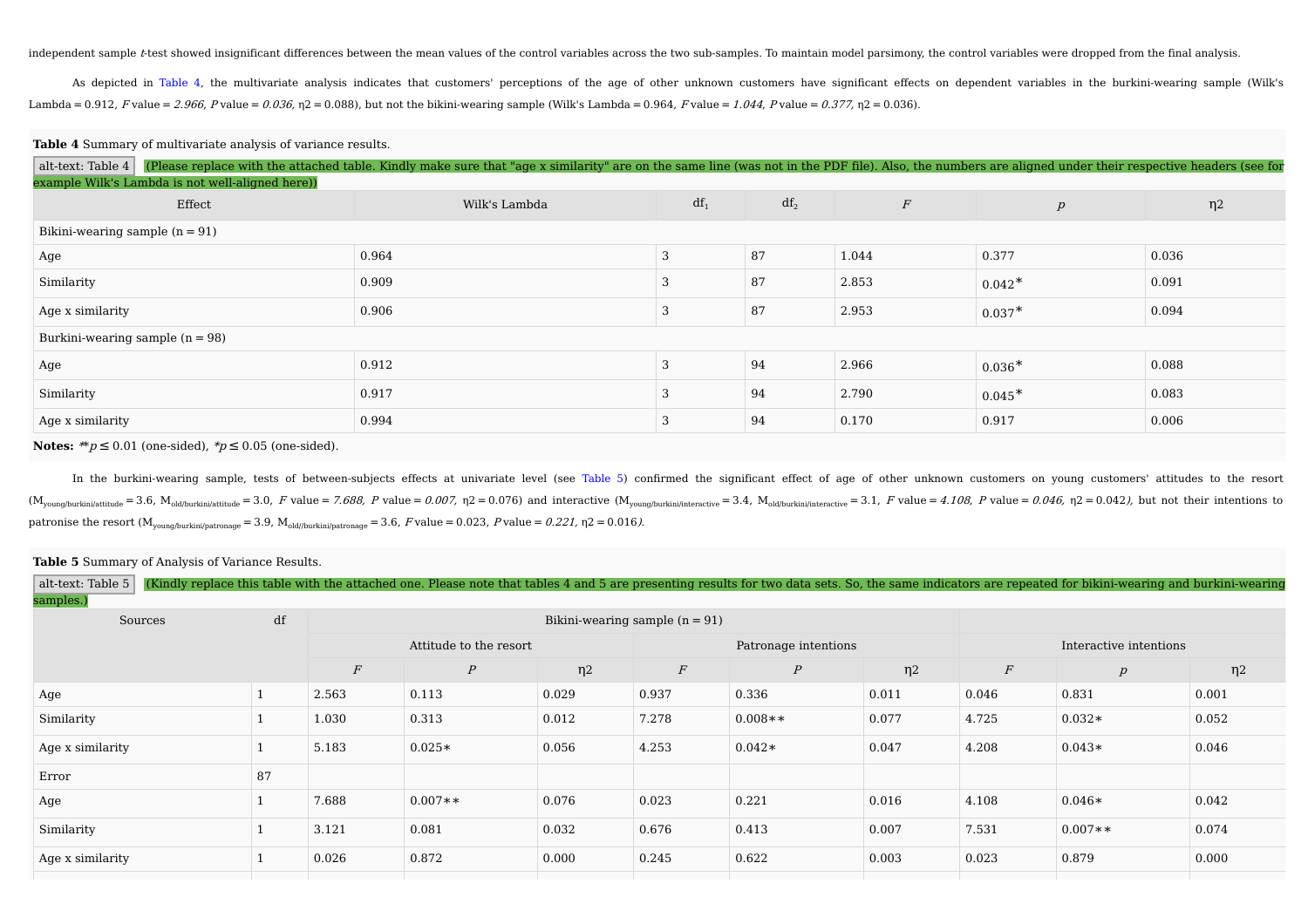independent sample *t*-test showed insignificant differences between the mean values of the control variables across the two sub-samples. To maintain model parsimony, the control variables were dropped from the final analysis.

As depicted in Table 4, the multivariate analysis indicates that customers' perceptions of the age of other unknown customers have significant effects on dependent variables in the burkini-wearing sample (Wilk's Lambda = 0.912, *F* value = *2.966*, *P* value = *0.036*, η2 = 0.088), but not the bikini-wearing sample (Wilk's Lambda = 0.964, *F* value = *1.044*, *P* value = *0.377*, η2 = 0.036).

**Table 4** Summary of multivariate analysis of variance results.

alt-text: Table 4 (Please replace with the attached table. Kindly make sure that "age x similarity" are on the same line (was not in the PDF file). Also, the numbers are aligned under their respective headers (see for example Wilk's Lambda is not well-aligned here))

| Effect | Wilk's Lambda | $df_1$ | $df_2$ | *F* | *p* | η2 |
|---|---|---|---|---|---|---|
| Bikini-wearing sample (n = 91) | | | | | | |
| Age | 0.964 | 3 | 87 | 1.044 | 0.377 | 0.036 |
| Similarity | 0.909 | 3 | 87 | 2.853 | 0.042* | 0.091 |
| Age x similarity | 0.906 | 3 | 87 | 2.953 | 0.037* | 0.094 |
| Burkini-wearing sample (n = 98) | | | | | | |
| Age | 0.912 | 3 | 94 | 2.966 | 0.036* | 0.088 |
| Similarity | 0.917 | 3 | 94 | 2.790 | 0.045* | 0.083 |
| Age x similarity | 0.994 | 3 | 94 | 0.170 | 0.917 | 0.006 |

**Notes:** **$p \leq 0.01$ (one-sided), *$p \leq 0.05$ (one-sided).

In the burkini-wearing sample, tests of between-subjects effects at univariate level (see Table 5) confirmed the significant effect of age of other unknown customers on young customers' attitudes to the resort ($M_{young/burkini/attitude}$ = 3.6, $M_{old/burkini/attitude}$ = 3.0, *F* value = *7.688*, *P* value = *0.007*, η2 = 0.076) and interactive ($M_{young/burkini/interactive}$ = 3.4, $M_{old/burkini/interactive}$ = 3.1, *F* value = *4.108*, *P* value = *0.046*, η2 = 0.042*)*, but not their intentions to patronise the resort ($M_{young/burkini/patronage}$ = 3.9, $M_{old//burkini/patronage}$ = 3.6, *F* value = 0.023, *P* value = *0.221*, η2 = 0.016*)*.

**Table 5** Summary of Analysis of Variance Results.

alt-text: Table 5 (Kindly replace this table with the attached one. Please note that tables 4 and 5 are presenting results for two data sets. So, the same indicators are repeated for bikini-wearing and burkini-wearing samples.)

| Sources | df | Bikini-wearing sample (n = 91) | | | | | | | | |
|---|---|---|---|---|---|---|---|---|---|---|
| | | Attitude to the resort | | | Patronage intentions | | | Interactive intentions | | |
| | | *F* | *P* | η2 | *F* | *P* | η2 | *F* | *p* | η2 |
| Age | 1 | 2.563 | 0.113 | 0.029 | 0.937 | 0.336 | 0.011 | 0.046 | 0.831 | 0.001 |
| Similarity | 1 | 1.030 | 0.313 | 0.012 | 7.278 | 0.008** | 0.077 | 4.725 | 0.032* | 0.052 |
| Age x similarity | 1 | 5.183 | 0.025* | 0.056 | 4.253 | 0.042* | 0.047 | 4.208 | 0.043* | 0.046 |
| Error | 87 | | | | | | | | | |
| Age | 1 | 7.688 | 0.007** | 0.076 | 0.023 | 0.221 | 0.016 | 4.108 | 0.046* | 0.042 |
| Similarity | 1 | 3.121 | 0.081 | 0.032 | 0.676 | 0.413 | 0.007 | 7.531 | 0.007** | 0.074 |
| Age x similarity | 1 | 0.026 | 0.872 | 0.000 | 0.245 | 0.622 | 0.003 | 0.023 | 0.879 | 0.000 |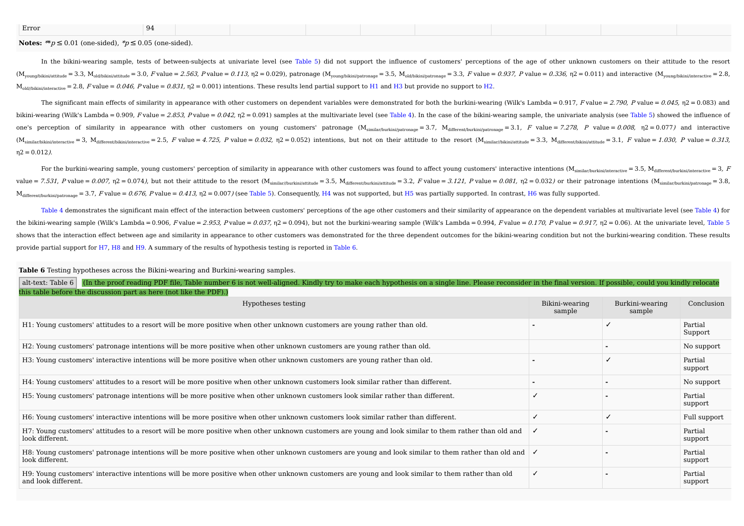| Error | 94 | | | | | | | | | |
|---|---|---|---|---|---|---|---|---|---|---|

**Notes:** **$p \leq 0.01$ (one-sided), *$p \leq 0.05$ (one-sided).

In the bikini-wearing sample, tests of between-subjects at univariate level (see Table 5) did not support the influence of customers' perceptions of the age of other unknown customers on their attitude to the resort ($M_{young/bikini/attitude} = 3.3$, $M_{old/bikini/attitude} = 3.0$, *F* value = *2.563*, *P* value = *0.113*, η2 = 0.029), patronage ($M_{young/bikini/patronage} = 3.5$, $M_{old/bikini/patronage} = 3.3$, *F* value = *0.937*, *P* value = *0.336*, η2 = 0.011) and interactive ($M_{young/bikini/interactive} = 2.8$, $M_{old//bikini/interactive} = 2.8$, *F* value = *0.046*, *P* value = *0.831*, η2 = 0.001) intentions. These results lend partial support to H1 and H3 but provide no support to H2.

The significant main effects of similarity in appearance with other customers on dependent variables were demonstrated for both the burkini-wearing (Wilk's Lambda = 0.917, *F* value = *2.790*, *P* value = *0.045*, η2 = 0.083) and bikini-wearing (Wilk's Lambda = 0.909, *F* value = *2.853*, *P* value = *0.042*, η2 = 0.091) samples at the multivariate level (see Table 4). In the case of the bikini-wearing sample, the univariate analysis (see Table 5) showed the influence of one's perception of similarity in appearance with other customers on young customers' patronage ($M_{similar/burkini/patronage} = 3.7$, $M_{different/burkini/patronage} = 3.1$, *F* value = *7.278*, *P* value = *0.008*, η2 = 0.077*)* and interactive ($M_{similar/bikini/interactive} = 3$, $M_{different/bikini/interactive} = 2.5$, *F* value = *4.725*, *P* value = *0.032*, η2 = 0.052) intentions, but not on their attitude to the resort ($M_{similar//bikini/attitude} = 3.3$, $M_{different/bikini/attitude} = 3.1$, *F* value = *1.030*, *P* value = *0.313*, η2 = 0.012*)*.

For the burkini-wearing sample, young customers' perception of similarity in appearance with other customers was found to affect young customers' interactive intentions ($M_{similar/burkini/interactive} = 3.5$, $M_{different/burkini/interactive} = 3$, *F* value = *7.531*, *P* value = *0.007*, η2 = 0.074*)*, but not their attitude to the resort ($M_{similar/burkini/attitude} = 3.5$, $M_{different/burkini/attitude} = 3.2$, *F* value = *3.121*, *P* value = *0.081*, η2 = 0.032*)* or their patronage intentions ($M_{similar/burkini/patronage} = 3.8$, $M_{different/burkini/patronage} = 3.7$, *F* value = *0.676*, *P* value = *0.413*, η2 = 0.007*)* (see Table 5). Consequently, H4 was not supported, but H5 was partially supported. In contrast, H6 was fully supported.

Table 4 demonstrates the significant main effect of the interaction between customers' perceptions of the age other customers and their similarity of appearance on the dependent variables at multivariate level (see Table 4) for the bikini-wearing sample (Wilk's Lambda = 0.906, *F* value = *2.953*, *P* value = *0.037*, η2 = 0.094), but not the burkini-wearing sample (Wilk's Lambda = 0.994, *F* value = *0.170*, *P* value = *0.917*, η2 = 0.06). At the univariate level, Table 5 shows that the interaction effect between age and similarity in appearance to other customers was demonstrated for the three dependent outcomes for the bikini-wearing condition but not the burkini-wearing condition. These results provide partial support for H7, H8 and H9. A summary of the results of hypothesis testing is reported in Table 6.

**Table 6** Testing hypotheses across the Bikini-wearing and Burkini-wearing samples.

alt-text: Table 6 (In the proof reading PDF file, Table number 6 is not well-aligned. Kindly try to make each hypothesis on a single line. Please reconsider in the final version. If possible, could you kindly relocate this table before the discussion part as here (not like the PDF).)

| Hypotheses testing | Bikini-wearing sample | Burkini-wearing sample | Conclusion |
|---|---|---|---|
| H1: Young customers' attitudes to a resort will be more positive when other unknown customers are young rather than old. | - | ✓ | Partial Support |
| H2: Young customers' patronage intentions will be more positive when other unknown customers are young rather than old. | | - | No support |
| H3: Young customers' interactive intentions will be more positive when other unknown customers are young rather than old. | - | ✓ | Partial support |
| H4: Young customers' attitudes to a resort will be more positive when other unknown customers look similar rather than different. | - | - | No support |
| H5: Young customers' patronage intentions will be more positive when other unknown customers look similar rather than different. | ✓ | - | Partial support |
| H6: Young customers' interactive intentions will be more positive when other unknown customers look similar rather than different. | ✓ | ✓ | Full support |
| H7: Young customers' attitudes to a resort will be more positive when other unknown customers are young and look similar to them rather than old and look different. | ✓ | - | Partial support |
| H8: Young customers' patronage intentions will be more positive when other unknown customers are young and look similar to them rather than old and look different. | ✓ | - | Partial support |
| H9: Young customers' interactive intentions will be more positive when other unknown customers are young and look similar to them rather than old and look different. | ✓ | - | Partial support |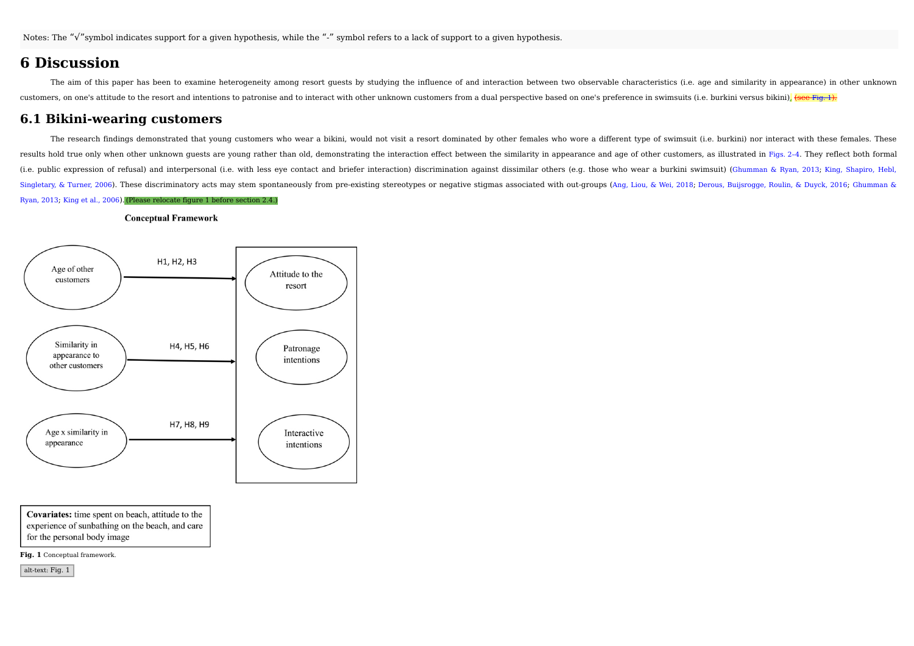Notes: The "√"symbol indicates support for a given hypothesis, while the "-" symbol refers to a lack of support to a given hypothesis.

# 6 Discussion

The aim of this paper has been to examine heterogeneity among resort guests by studying the influence of and interaction between two observable characteristics (i.e. age and similarity in appearance) in other unknown customers, on one's attitude to the resort and intentions to patronise and to interact with other unknown customers from a dual perspective based on one's preference in swimsuits (i.e. burkini versus bikini). (see Fig. 1).

## 6.1 Bikini-wearing customers

The research findings demonstrated that young customers who wear a bikini, would not visit a resort dominated by other females who wore a different type of swimsuit (i.e. burkini) nor interact with these females. These results hold true only when other unknown guests are young rather than old, demonstrating the interaction effect between the similarity in appearance and age of other customers, as illustrated in Figs. 2-4. They reflect both formal (i.e. public expression of refusal) and interpersonal (i.e. with less eye contact and briefer interaction) discrimination against dissimilar others (e.g. those who wear a burkini swimsuit) (Ghumman & Ryan, 2013; King, Shapiro, Hebl, Singletary, & Turner, 2006). These discriminatory acts may stem spontaneously from pre-existing stereotypes or negative stigmas associated with out-groups (Ang, Liou, & Wei, 2018; Derous, Buijsrogge, Roulin, & Duyck, 2016; Ghumman & Ryan, 2013; King et al., 2006). (Please relocate figure 1 before section 2.4.)

**Conceptual Framework**

Age of other customers → (H1, H2, H3) → Attitude to the resort

Similarity in appearance to other customers → (H4, H5, H6) → Patronage intentions

Age x similarity in appearance → (H7, H8, H9) → Interactive intentions

**Covariates:** time spent on beach, attitude to the experience of sunbathing on the beach, and care for the personal body image

**Fig. 1** Conceptual framework.

alt-text: Fig. 1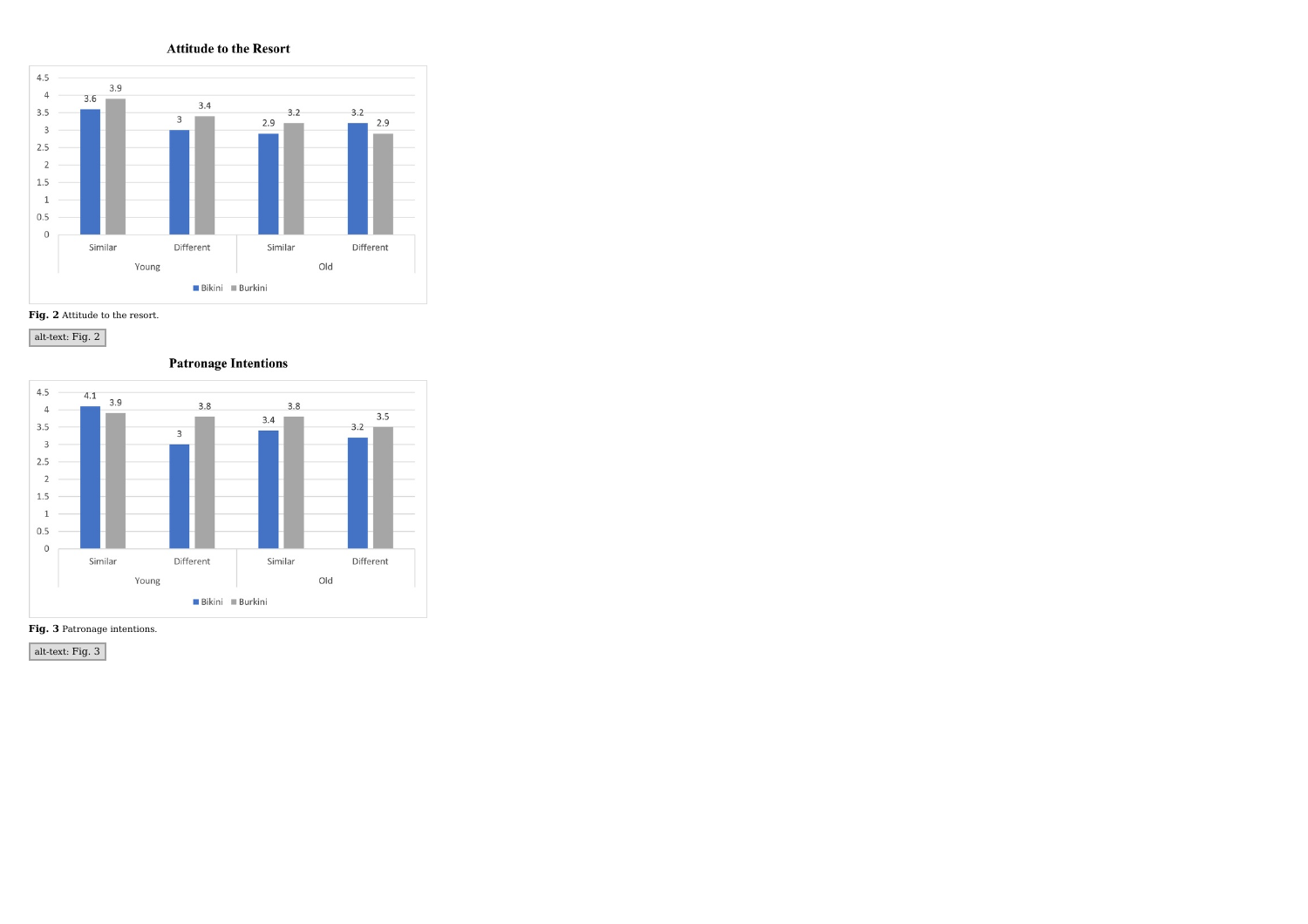**Attitude to the Resort**

| | Young | | Old | |
|---|---|---|---|---|
| | Similar | Different | Similar | Different |
| Bikini | 3.6 | 3 | 2.9 | 3.2 |
| Burkini | 3.9 | 3.4 | 3.2 | 2.9 |

**Fig. 2** Attitude to the resort.

alt-text: Fig. 2

**Patronage Intentions**

| | Young | | Old | |
|---|---|---|---|---|
| | Similar | Different | Similar | Different |
| Bikini | 4.1 | 3 | 3.4 | 3.2 |
| Burkini | 3.9 | 3.8 | 3.8 | 3.5 |

**Fig. 3** Patronage intentions.

alt-text: Fig. 3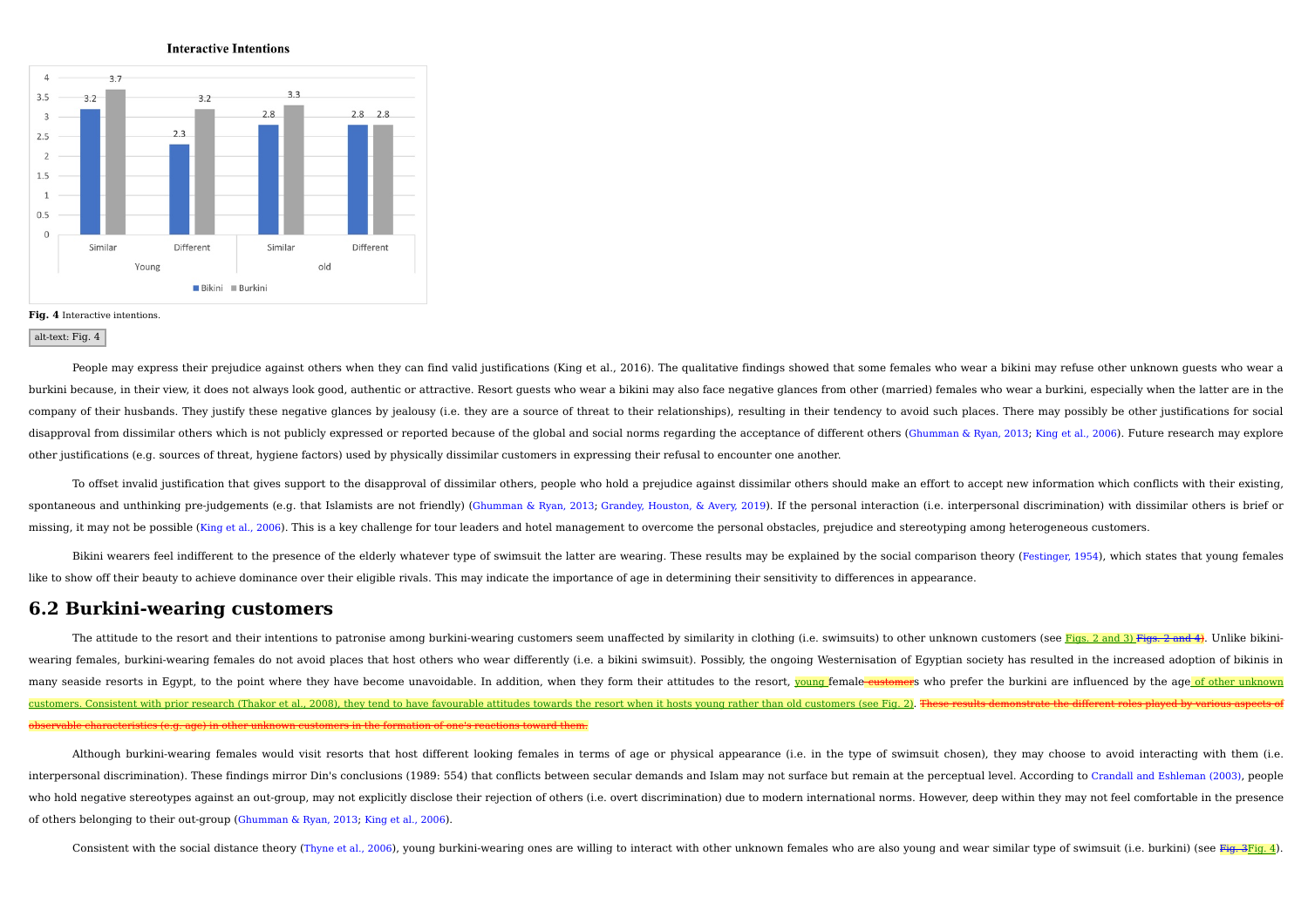Fig. 4 Interactive intentions.

alt-text: Fig. 4

People may express their prejudice against others when they can find valid justifications (King et al., 2016). The qualitative findings showed that some females who wear a bikini may refuse other unknown guests who wear a burkini because, in their view, it does not always look good, authentic or attractive. Resort guests who wear a bikini may also face negative glances from other (married) females who wear a burkini, especially when the latter are in the company of their husbands. They justify these negative glances by jealousy (i.e. they are a source of threat to their relationships), resulting in their tendency to avoid such places. There may possibly be other justifications for social disapproval from dissimilar others which is not publicly expressed or reported because of the global and social norms regarding the acceptance of different others (Ghumman & Ryan, 2013; King et al., 2006). Future research may explore other justifications (e.g. sources of threat, hygiene factors) used by physically dissimilar customers in expressing their refusal to encounter one another.

To offset invalid justification that gives support to the disapproval of dissimilar others, people who hold a prejudice against dissimilar others should make an effort to accept new information which conflicts with their existing, spontaneous and unthinking pre-judgements (e.g. that Islamists are not friendly) (Ghumman & Ryan, 2013; Grandey, Houston, & Avery, 2019). If the personal interaction (i.e. interpersonal discrimination) with dissimilar others is brief or missing, it may not be possible (King et al., 2006). This is a key challenge for tour leaders and hotel management to overcome the personal obstacles, prejudice and stereotyping among heterogeneous customers.

Bikini wearers feel indifferent to the presence of the elderly whatever type of swimsuit the latter are wearing. These results may be explained by the social comparison theory (Festinger, 1954), which states that young females like to show off their beauty to achieve dominance over their eligible rivals. This may indicate the importance of age in determining their sensitivity to differences in appearance.

## 6.2 Burkini-wearing customers

The attitude to the resort and their intentions to patronise among burkini-wearing customers seem unaffected by similarity in clothing (i.e. swimsuits) to other unknown customers (see Figs. 2 and 3) ~~Figs. 2 and 4~~). Unlike bikini-wearing females, burkini-wearing females do not avoid places that host others who wear differently (i.e. a bikini swimsuit). Possibly, the ongoing Westernisation of Egyptian society has resulted in the increased adoption of bikinis in many seaside resorts in Egypt, to the point where they have become unavoidable. In addition, when they form their attitudes to the resort, young female ~~customer~~s who prefer the burkini are influenced by the age of other unknown customers. Consistent with prior research (Thakor et al., 2008), they tend to have favourable attitudes towards the resort when it hosts young rather than old customers (see Fig. 2). ~~These results demonstrate the different roles played by various aspects of observable characteristics (e.g. age) in other unknown customers in the formation of one's reactions toward them.~~

Although burkini-wearing females would visit resorts that host different looking females in terms of age or physical appearance (i.e. in the type of swimsuit chosen), they may choose to avoid interacting with them (i.e. interpersonal discrimination). These findings mirror Din's conclusions (1989: 554) that conflicts between secular demands and Islam may not surface but remain at the perceptual level. According to Crandall and Eshleman (2003), people who hold negative stereotypes against an out-group, may not explicitly disclose their rejection of others (i.e. overt discrimination) due to modern international norms. However, deep within they may not feel comfortable in the presence of others belonging to their out-group (Ghumman & Ryan, 2013; King et al., 2006).

Consistent with the social distance theory (Thyne et al., 2006), young burkini-wearing ones are willing to interact with other unknown females who are also young and wear similar type of swimsuit (i.e. burkini) (see ~~Fig. 3~~Fig. 4).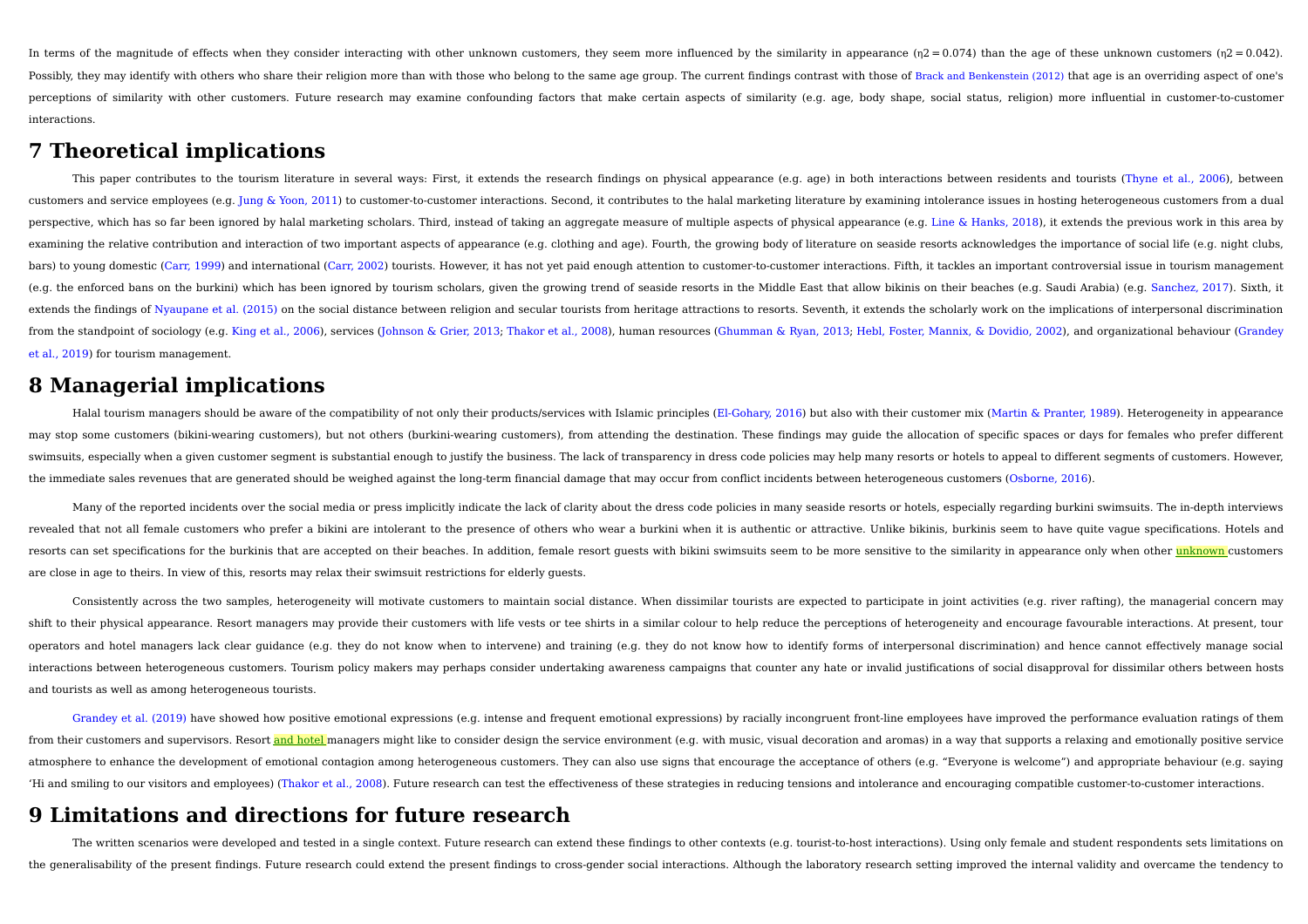In terms of the magnitude of effects when they consider interacting with other unknown customers, they seem more influenced by the similarity in appearance ($\eta2 = 0.074$) than the age of these unknown customers ($\eta2 = 0.042$). Possibly, they may identify with others who share their religion more than with those who belong to the same age group. The current findings contrast with those of Brack and Benkenstein (2012) that age is an overriding aspect of one's perceptions of similarity with other customers. Future research may examine confounding factors that make certain aspects of similarity (e.g. age, body shape, social status, religion) more influential in customer-to-customer interactions.

# 7 Theoretical implications

This paper contributes to the tourism literature in several ways: First, it extends the research findings on physical appearance (e.g. age) in both interactions between residents and tourists (Thyne et al., 2006), between customers and service employees (e.g. Jung & Yoon, 2011) to customer-to-customer interactions. Second, it contributes to the halal marketing literature by examining intolerance issues in hosting heterogeneous customers from a dual perspective, which has so far been ignored by halal marketing scholars. Third, instead of taking an aggregate measure of multiple aspects of physical appearance (e.g. Line & Hanks, 2018), it extends the previous work in this area by examining the relative contribution and interaction of two important aspects of appearance (e.g. clothing and age). Fourth, the growing body of literature on seaside resorts acknowledges the importance of social life (e.g. night clubs, bars) to young domestic (Carr, 1999) and international (Carr, 2002) tourists. However, it has not yet paid enough attention to customer-to-customer interactions. Fifth, it tackles an important controversial issue in tourism management (e.g. the enforced bans on the burkini) which has been ignored by tourism scholars, given the growing trend of seaside resorts in the Middle East that allow bikinis on their beaches (e.g. Saudi Arabia) (e.g. Sanchez, 2017). Sixth, it extends the findings of Nyaupane et al. (2015) on the social distance between religion and secular tourists from heritage attractions to resorts. Seventh, it extends the scholarly work on the implications of interpersonal discrimination from the standpoint of sociology (e.g. King et al., 2006), services (Johnson & Grier, 2013; Thakor et al., 2008), human resources (Ghumman & Ryan, 2013; Hebl, Foster, Mannix, & Dovidio, 2002), and organizational behaviour (Grandey et al., 2019) for tourism management.

# 8 Managerial implications

Halal tourism managers should be aware of the compatibility of not only their products/services with Islamic principles (El-Gohary, 2016) but also with their customer mix (Martin & Pranter, 1989). Heterogeneity in appearance may stop some customers (bikini-wearing customers), but not others (burkini-wearing customers), from attending the destination. These findings may guide the allocation of specific spaces or days for females who prefer different swimsuits, especially when a given customer segment is substantial enough to justify the business. The lack of transparency in dress code policies may help many resorts or hotels to appeal to different segments of customers. However, the immediate sales revenues that are generated should be weighed against the long-term financial damage that may occur from conflict incidents between heterogeneous customers (Osborne, 2016).

Many of the reported incidents over the social media or press implicitly indicate the lack of clarity about the dress code policies in many seaside resorts or hotels, especially regarding burkini swimsuits. The in-depth interviews revealed that not all female customers who prefer a bikini are intolerant to the presence of others who wear a burkini when it is authentic or attractive. Unlike bikinis, burkinis seem to have quite vague specifications. Hotels and resorts can set specifications for the burkinis that are accepted on their beaches. In addition, female resort guests with bikini swimsuits seem to be more sensitive to the similarity in appearance only when other unknown customers are close in age to theirs. In view of this, resorts may relax their swimsuit restrictions for elderly guests.

Consistently across the two samples, heterogeneity will motivate customers to maintain social distance. When dissimilar tourists are expected to participate in joint activities (e.g. river rafting), the managerial concern may shift to their physical appearance. Resort managers may provide their customers with life vests or tee shirts in a similar colour to help reduce the perceptions of heterogeneity and encourage favourable interactions. At present, tour operators and hotel managers lack clear guidance (e.g. they do not know when to intervene) and training (e.g. they do not know how to identify forms of interpersonal discrimination) and hence cannot effectively manage social interactions between heterogeneous customers. Tourism policy makers may perhaps consider undertaking awareness campaigns that counter any hate or invalid justifications of social disapproval for dissimilar others between hosts and tourists as well as among heterogeneous tourists.

Grandey et al. (2019) have showed how positive emotional expressions (e.g. intense and frequent emotional expressions) by racially incongruent front-line employees have improved the performance evaluation ratings of them from their customers and supervisors. Resort and hotel managers might like to consider design the service environment (e.g. with music, visual decoration and aromas) in a way that supports a relaxing and emotionally positive service atmosphere to enhance the development of emotional contagion among heterogeneous customers. They can also use signs that encourage the acceptance of others (e.g. "Everyone is welcome") and appropriate behaviour (e.g. saying 'Hi and smiling to our visitors and employees) (Thakor et al., 2008). Future research can test the effectiveness of these strategies in reducing tensions and intolerance and encouraging compatible customer-to-customer interactions.

# 9 Limitations and directions for future research

The written scenarios were developed and tested in a single context. Future research can extend these findings to other contexts (e.g. tourist-to-host interactions). Using only female and student respondents sets limitations on the generalisability of the present findings. Future research could extend the present findings to cross-gender social interactions. Although the laboratory research setting improved the internal validity and overcame the tendency to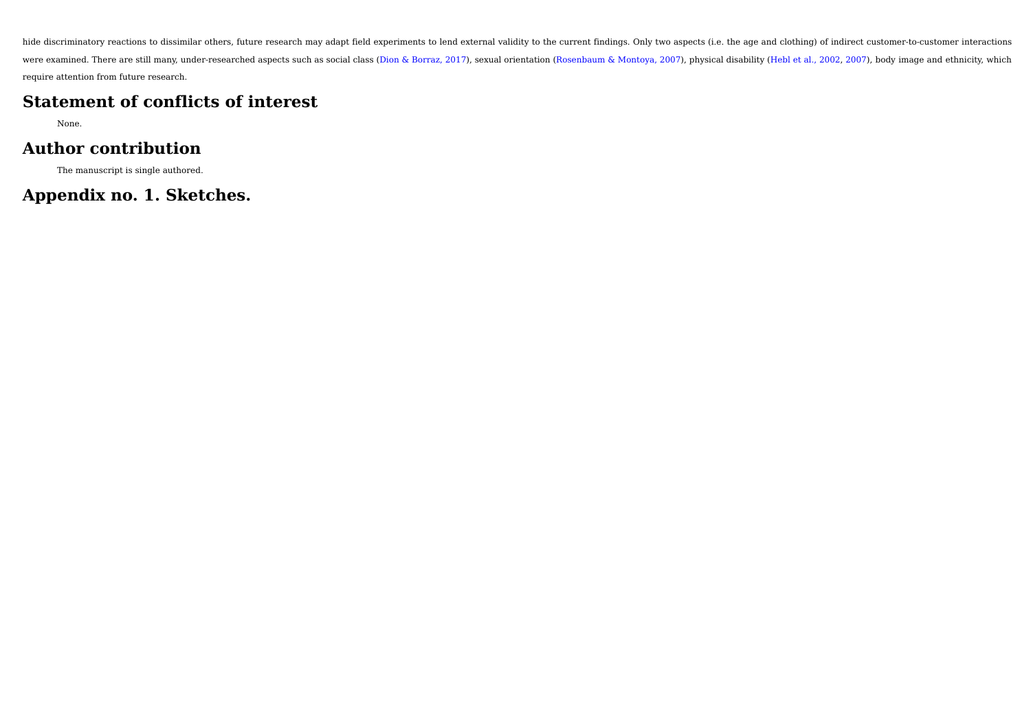hide discriminatory reactions to dissimilar others, future research may adapt field experiments to lend external validity to the current findings. Only two aspects (i.e. the age and clothing) of indirect customer-to-customer interactions were examined. There are still many, under-researched aspects such as social class (Dion & Borraz, 2017), sexual orientation (Rosenbaum & Montoya, 2007), physical disability (Hebl et al., 2002, 2007), body image and ethnicity, which require attention from future research.

## Statement of conflicts of interest

None.

## Author contribution

The manuscript is single authored.

## Appendix no. 1. Sketches.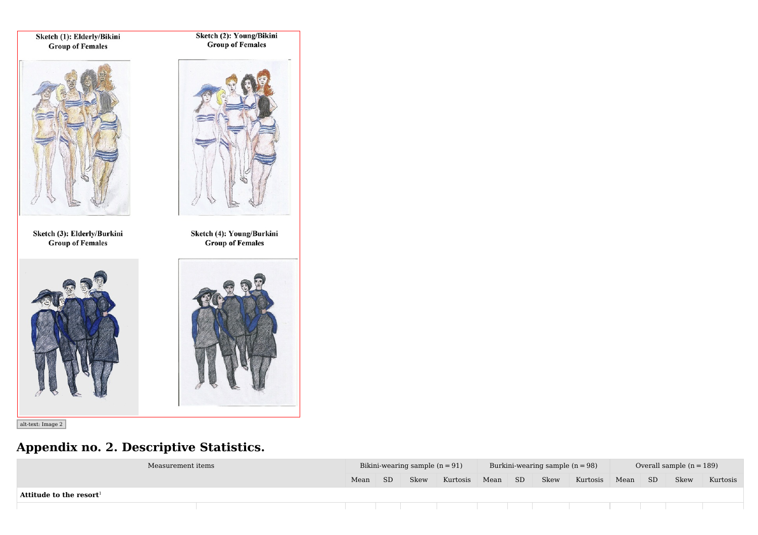Sketch (1): Elderly/Bikini Group of Females

Sketch (2): Young/Bikini Group of Females

Sketch (3): Elderly/Burkini Group of Females

Sketch (4): Young/Burkini Group of Females

alt-text: Image 2

## Appendix no. 2. Descriptive Statistics.

| Measurement items | | Bikini-wearing sample (n = 91) | | | | Burkini-wearing sample (n = 98) | | | | Overall sample (n = 189) | | | |
|---|---|---|---|---|---|---|---|---|---|---|---|---|---|
| | | Mean | SD | Skew | Kurtosis | Mean | SD | Skew | Kurtosis | Mean | SD | Skew | Kurtosis |
| **Attitude to the resort**[1] | | | | | | | | | | | | | |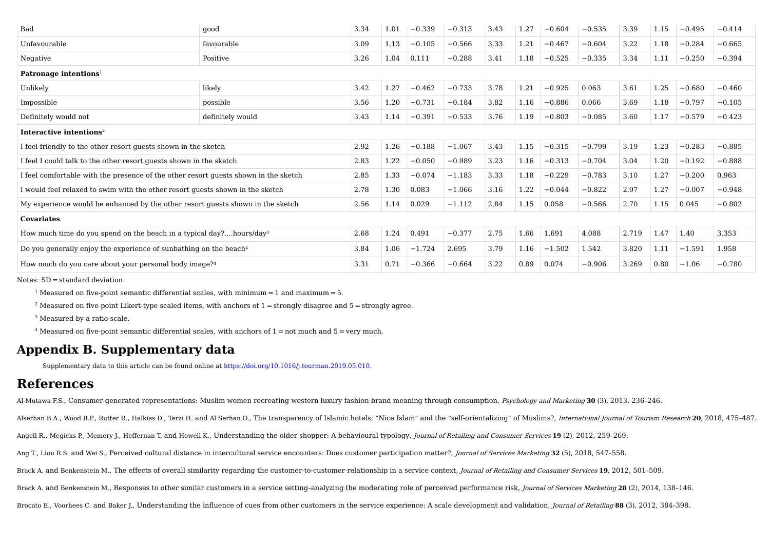| | | | | | | | | | | | | | |
|---|---|---|---|---|---|---|---|---|---|---|---|---|---|
| Bad | good | 3.34 | 1.01 | −0.339 | −0.313 | 3.43 | 1.27 | −0.604 | −0.535 | 3.39 | 1.15 | −0.495 | −0.414 |
| Unfavourable | favourable | 3.09 | 1.13 | −0.105 | −0.566 | 3.33 | 1.21 | −0.467 | −0.604 | 3.22 | 1.18 | −0.284 | −0.665 |
| Negative | Positive | 3.26 | 1.04 | 0.111 | −0.288 | 3.41 | 1.18 | −0.525 | −0.335 | 3.34 | 1.11 | −0.250 | −0.394 |
| **Patronage intentions**[1] | | | | | | | | | | | | | |
| Unlikely | likely | 3.42 | 1.27 | −0.462 | −0.733 | 3.78 | 1.21 | −0.925 | 0.063 | 3.61 | 1.25 | −0.680 | −0.460 |
| Impossible | possible | 3.56 | 1.20 | −0.731 | −0.184 | 3.82 | 1.16 | −0.886 | 0.066 | 3.69 | 1.18 | −0.797 | −0.105 |
| Definitely would not | definitely would | 3.43 | 1.14 | −0.391 | −0.533 | 3.76 | 1.19 | −0.803 | −0.085 | 3.60 | 1.17 | −0.579 | −0.423 |
| **Interactive intentions**[2] | | | | | | | | | | | | | |
| I feel friendly to the other resort guests shown in the sketch | | 2.92 | 1.26 | −0.188 | −1.067 | 3.43 | 1.15 | −0.315 | −0.799 | 3.19 | 1.23 | −0.283 | −0.885 |
| I feel I could talk to the other resort guests shown in the sketch | | 2.83 | 1.22 | −0.050 | −0.989 | 3.23 | 1.16 | −0.313 | −0.704 | 3.04 | 1.20 | −0.192 | −0.888 |
| I feel comfortable with the presence of the other resort guests shown in the sketch | | 2.85 | 1.33 | −0.074 | −1.183 | 3.33 | 1.18 | −0.229 | −0.783 | 3.10 | 1.27 | −0.200 | 0.963 |
| I would feel relaxed to swim with the other resort guests shown in the sketch | | 2.78 | 1.30 | 0.083 | −1.066 | 3.16 | 1.22 | −0.044 | −0.822 | 2.97 | 1.27 | −0.007 | −0.948 |
| My experience would be enhanced by the other resort guests shown in the sketch | | 2.56 | 1.14 | 0.029 | −1.112 | 2.84 | 1.15 | 0.058 | −0.566 | 2.70 | 1.15 | 0.045 | −0.802 |
| **Covariates** | | | | | | | | | | | | | |
| How much time do you spend on the beach in a typical day?....hours/day[3] | | 2.68 | 1.24 | 0.491 | −0.377 | 2.75 | 1.66 | 1.691 | 4.088 | 2.719 | 1.47 | 1.40 | 3.353 |
| Do you generally enjoy the experience of sunbathing on the beach[4] | | 3.84 | 1.06 | −1.724 | 2.695 | 3.79 | 1.16 | −1.502 | 1.542 | 3.820 | 1.11 | −1.591 | 1.958 |
| How much do you care about your personal body image?[4] | | 3.31 | 0.71 | −0.366 | −0.664 | 3.22 | 0.89 | 0.074 | −0.906 | 3.269 | 0.80 | −1.06 | −0.780 |

Notes: SD = standard deviation.

[1] Measured on five-point semantic differential scales, with minimum = 1 and maximum = 5.

[2] Measured on five-point Likert-type scaled items, with anchors of 1 = strongly disagree and 5 = strongly agree.

[3] Measured by a ratio scale.

[4] Measured on five-point semantic differential scales, with anchors of 1 = not much and 5 = very much.

## Appendix B. Supplementary data

Supplementary data to this article can be found online at https://doi.org/10.1016/j.tourman.2019.05.010.

## References

Al-Mutawa F.S., Consumer-generated representations: Muslim women recreating western luxury fashion brand meaning through consumption, *Psychology and Marketing* **30** (3), 2013, 236–246.

Alserhan B.A., Wood B.P., Rutter R., Halkias D., Terzi H. and Al Serhan O., The transparency of Islamic hotels: "Nice Islam" and the "self-orientalizing" of Muslims?, *International Journal of Tourism Research* **20**, 2018, 475–487.

Angell R., Megicks P., Memery J., Heffernan T. and Howell K., Understanding the older shopper: A behavioural typology, *Journal of Retailing and Consumer Services* **19** (2), 2012, 259–269.

Ang T., Liou R.S. and Wei S., Perceived cultural distance in intercultural service encounters: Does customer participation matter?, *Journal of Services Marketing* **32** (5), 2018, 547–558.

Brack A. and Benkenstein M., The effects of overall similarity regarding the customer-to-customer-relationship in a service context, *Journal of Retailing and Consumer Services* **19**, 2012, 501–509.

Brack A. and Benkenstein M., Responses to other similar customers in a service setting–analyzing the moderating role of perceived performance risk, *Journal of Services Marketing* **28** (2), 2014, 138–146.

Brocato E., Voorhees C. and Baker J., Understanding the influence of cues from other customers in the service experience: A scale development and validation, *Journal of Retailing* **88** (3), 2012, 384–398.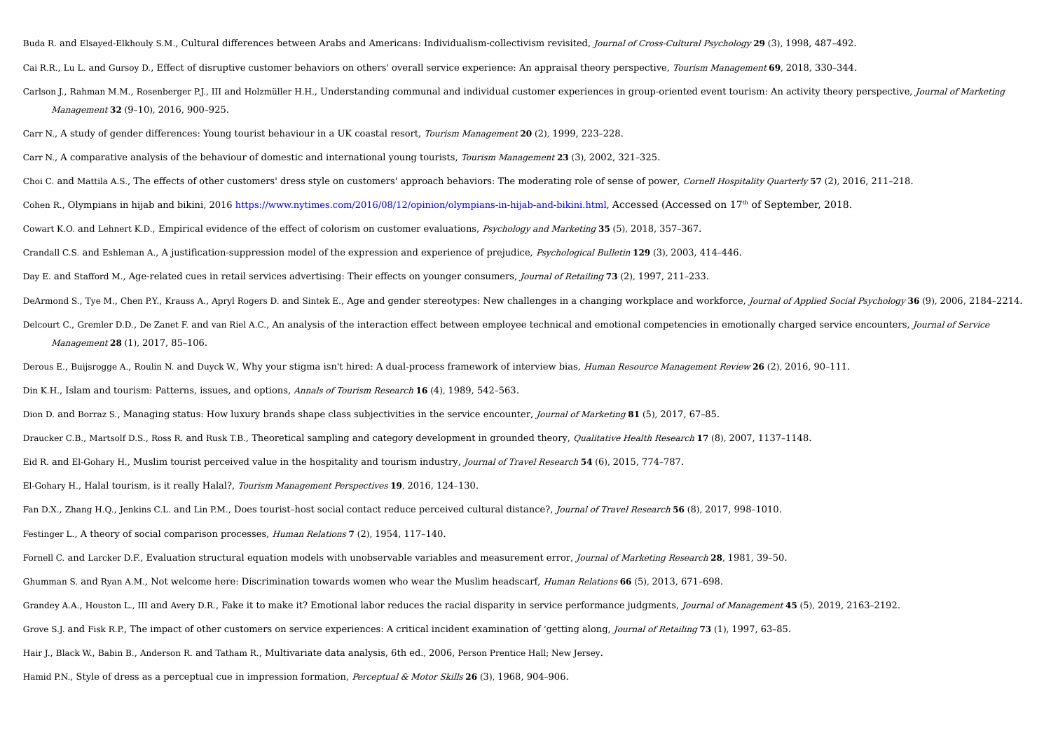Buda R. and Elsayed-Elkhouly S.M., Cultural differences between Arabs and Americans: Individualism-collectivism revisited, *Journal of Cross-Cultural Psychology* **29** (3), 1998, 487–492.

Cai R.R., Lu L. and Gursoy D., Effect of disruptive customer behaviors on others' overall service experience: An appraisal theory perspective, *Tourism Management* **69**, 2018, 330–344.

Carlson J., Rahman M.M., Rosenberger P.J., III and Holzmüller H.H., Understanding communal and individual customer experiences in group-oriented event tourism: An activity theory perspective, *Journal of Marketing Management* **32** (9–10), 2016, 900–925.

Carr N., A study of gender differences: Young tourist behaviour in a UK coastal resort, *Tourism Management* **20** (2), 1999, 223–228.

Carr N., A comparative analysis of the behaviour of domestic and international young tourists, *Tourism Management* **23** (3), 2002, 321–325.

Choi C. and Mattila A.S., The effects of other customers' dress style on customers' approach behaviors: The moderating role of sense of power, *Cornell Hospitality Quarterly* **57** (2), 2016, 211–218.

Cohen R., Olympians in hijab and bikini, 2016 https://www.nytimes.com/2016/08/12/opinion/olympians-in-hijab-and-bikini.html, Accessed (Accessed on 17th of September, 2018.

Cowart K.O. and Lehnert K.D., Empirical evidence of the effect of colorism on customer evaluations, *Psychology and Marketing* **35** (5), 2018, 357–367.

Crandall C.S. and Eshleman A., A justification-suppression model of the expression and experience of prejudice, *Psychological Bulletin* **129** (3), 2003, 414–446.

Day E. and Stafford M., Age-related cues in retail services advertising: Their effects on younger consumers, *Journal of Retailing* **73** (2), 1997, 211–233.

DeArmond S., Tye M., Chen P.Y., Krauss A., Apryl Rogers D. and Sintek E., Age and gender stereotypes: New challenges in a changing workplace and workforce, *Journal of Applied Social Psychology* **36** (9), 2006, 2184–2214.

Delcourt C., Gremler D.D., De Zanet F. and van Riel A.C., An analysis of the interaction effect between employee technical and emotional competencies in emotionally charged service encounters, *Journal of Service Management* **28** (1), 2017, 85–106.

Derous E., Buijsrogge A., Roulin N. and Duyck W., Why your stigma isn't hired: A dual-process framework of interview bias, *Human Resource Management Review* **26** (2), 2016, 90–111.

Din K.H., Islam and tourism: Patterns, issues, and options, *Annals of Tourism Research* **16** (4), 1989, 542–563.

Dion D. and Borraz S., Managing status: How luxury brands shape class subjectivities in the service encounter, *Journal of Marketing* **81** (5), 2017, 67–85.

Draucker C.B., Martsolf D.S., Ross R. and Rusk T.B., Theoretical sampling and category development in grounded theory, *Qualitative Health Research* **17** (8), 2007, 1137–1148.

Eid R. and El-Gohary H., Muslim tourist perceived value in the hospitality and tourism industry, *Journal of Travel Research* **54** (6), 2015, 774–787.

El-Gohary H., Halal tourism, is it really Halal?, *Tourism Management Perspectives* **19**, 2016, 124–130.

Fan D.X., Zhang H.Q., Jenkins C.L. and Lin P.M., Does tourist–host social contact reduce perceived cultural distance?, *Journal of Travel Research* **56** (8), 2017, 998–1010.

Festinger L., A theory of social comparison processes, *Human Relations* **7** (2), 1954, 117–140.

Fornell C. and Larcker D.F., Evaluation structural equation models with unobservable variables and measurement error, *Journal of Marketing Research* **28**, 1981, 39–50.

Ghumman S. and Ryan A.M., Not welcome here: Discrimination towards women who wear the Muslim headscarf, *Human Relations* **66** (5), 2013, 671–698.

Grandey A.A., Houston L., III and Avery D.R., Fake it to make it? Emotional labor reduces the racial disparity in service performance judgments, *Journal of Management* **45** (5), 2019, 2163–2192.

Grove S.J. and Fisk R.P., The impact of other customers on service experiences: A critical incident examination of 'getting along, *Journal of Retailing* **73** (1), 1997, 63–85.

Hair J., Black W., Babin B., Anderson R. and Tatham R., Multivariate data analysis, 6th ed., 2006, Person Prentice Hall; New Jersey.

Hamid P.N., Style of dress as a perceptual cue in impression formation, *Perceptual & Motor Skills* **26** (3), 1968, 904–906.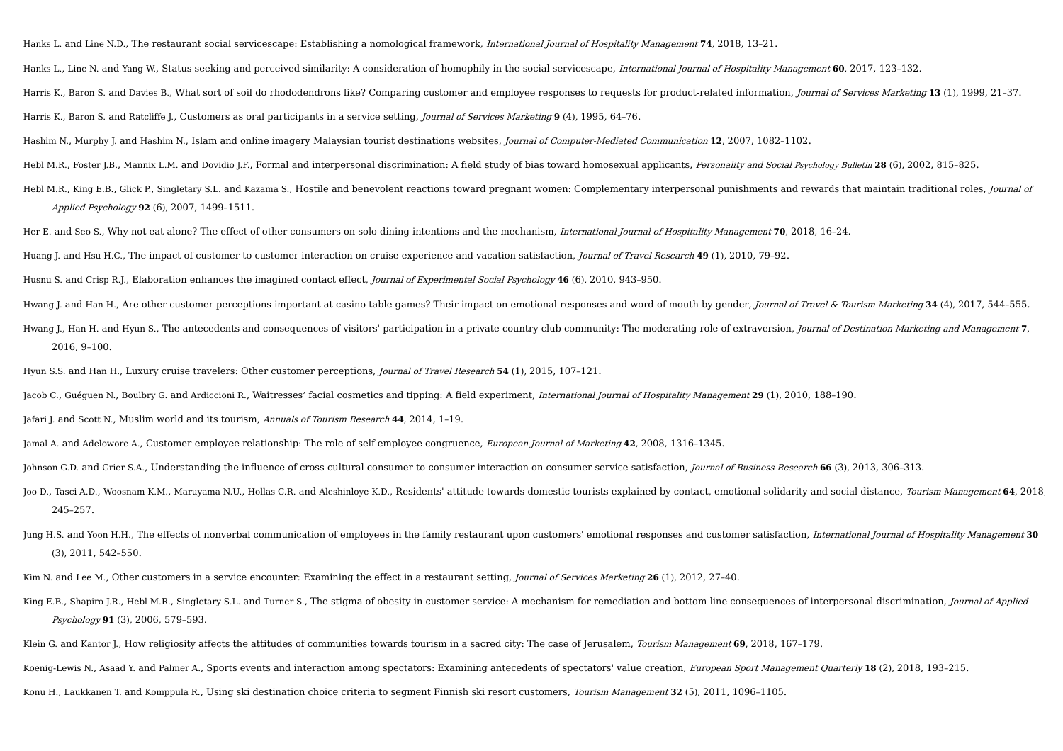Hanks L. and Line N.D., The restaurant social servicescape: Establishing a nomological framework, *International Journal of Hospitality Management* **74**, 2018, 13–21.

Hanks L., Line N. and Yang W., Status seeking and perceived similarity: A consideration of homophily in the social servicescape, *International Journal of Hospitality Management* **60**, 2017, 123–132.

Harris K., Baron S. and Davies B., What sort of soil do rhododendrons like? Comparing customer and employee responses to requests for product-related information, *Journal of Services Marketing* **13** (1), 1999, 21–37.

Harris K., Baron S. and Ratcliffe J., Customers as oral participants in a service setting, *Journal of Services Marketing* **9** (4), 1995, 64–76.

Hashim N., Murphy J. and Hashim N., Islam and online imagery Malaysian tourist destinations websites, *Journal of Computer-Mediated Communication* **12**, 2007, 1082–1102.

Hebl M.R., Foster J.B., Mannix L.M. and Dovidio J.F., Formal and interpersonal discrimination: A field study of bias toward homosexual applicants, *Personality and Social Psychology Bulletin* **28** (6), 2002, 815–825.

Hebl M.R., King E.B., Glick P., Singletary S.L. and Kazama S., Hostile and benevolent reactions toward pregnant women: Complementary interpersonal punishments and rewards that maintain traditional roles, *Journal of Applied Psychology* **92** (6), 2007, 1499–1511.

Her E. and Seo S., Why not eat alone? The effect of other consumers on solo dining intentions and the mechanism, *International Journal of Hospitality Management* **70**, 2018, 16–24.

Huang J. and Hsu H.C., The impact of customer to customer interaction on cruise experience and vacation satisfaction, *Journal of Travel Research* **49** (1), 2010, 79–92.

Husnu S. and Crisp R.J., Elaboration enhances the imagined contact effect, *Journal of Experimental Social Psychology* **46** (6), 2010, 943–950.

Hwang J. and Han H., Are other customer perceptions important at casino table games? Their impact on emotional responses and word-of-mouth by gender, *Journal of Travel & Tourism Marketing* **34** (4), 2017, 544–555.

Hwang J., Han H. and Hyun S., The antecedents and consequences of visitors' participation in a private country club community: The moderating role of extraversion, *Journal of Destination Marketing and Management* **7**, 2016, 9–100.

Hyun S.S. and Han H., Luxury cruise travelers: Other customer perceptions, *Journal of Travel Research* **54** (1), 2015, 107–121.

Jacob C., Guéguen N., Boulbry G. and Ardiccioni R., Waitresses' facial cosmetics and tipping: A field experiment, *International Journal of Hospitality Management* **29** (1), 2010, 188–190.

Jafari J. and Scott N., Muslim world and its tourism, *Annuals of Tourism Research* **44**, 2014, 1–19.

Jamal A. and Adelowore A., Customer-employee relationship: The role of self-employee congruence, *European Journal of Marketing* **42**, 2008, 1316–1345.

Johnson G.D. and Grier S.A., Understanding the influence of cross-cultural consumer-to-consumer interaction on consumer service satisfaction, *Journal of Business Research* **66** (3), 2013, 306–313.

Joo D., Tasci A.D., Woosnam K.M., Maruyama N.U., Hollas C.R. and Aleshinloye K.D., Residents' attitude towards domestic tourists explained by contact, emotional solidarity and social distance, *Tourism Management* **64**, 2018, 245–257.

Jung H.S. and Yoon H.H., The effects of nonverbal communication of employees in the family restaurant upon customers' emotional responses and customer satisfaction, *International Journal of Hospitality Management* **30** (3), 2011, 542–550.

Kim N. and Lee M., Other customers in a service encounter: Examining the effect in a restaurant setting, *Journal of Services Marketing* **26** (1), 2012, 27–40.

King E.B., Shapiro J.R., Hebl M.R., Singletary S.L. and Turner S., The stigma of obesity in customer service: A mechanism for remediation and bottom-line consequences of interpersonal discrimination, *Journal of Applied Psychology* **91** (3), 2006, 579–593.

Klein G. and Kantor J., How religiosity affects the attitudes of communities towards tourism in a sacred city: The case of Jerusalem, *Tourism Management* **69**, 2018, 167–179.

Koenig-Lewis N., Asaad Y. and Palmer A., Sports events and interaction among spectators: Examining antecedents of spectators' value creation, *European Sport Management Quarterly* **18** (2), 2018, 193–215.

Konu H., Laukkanen T. and Komppula R., Using ski destination choice criteria to segment Finnish ski resort customers, *Tourism Management* **32** (5), 2011, 1096–1105.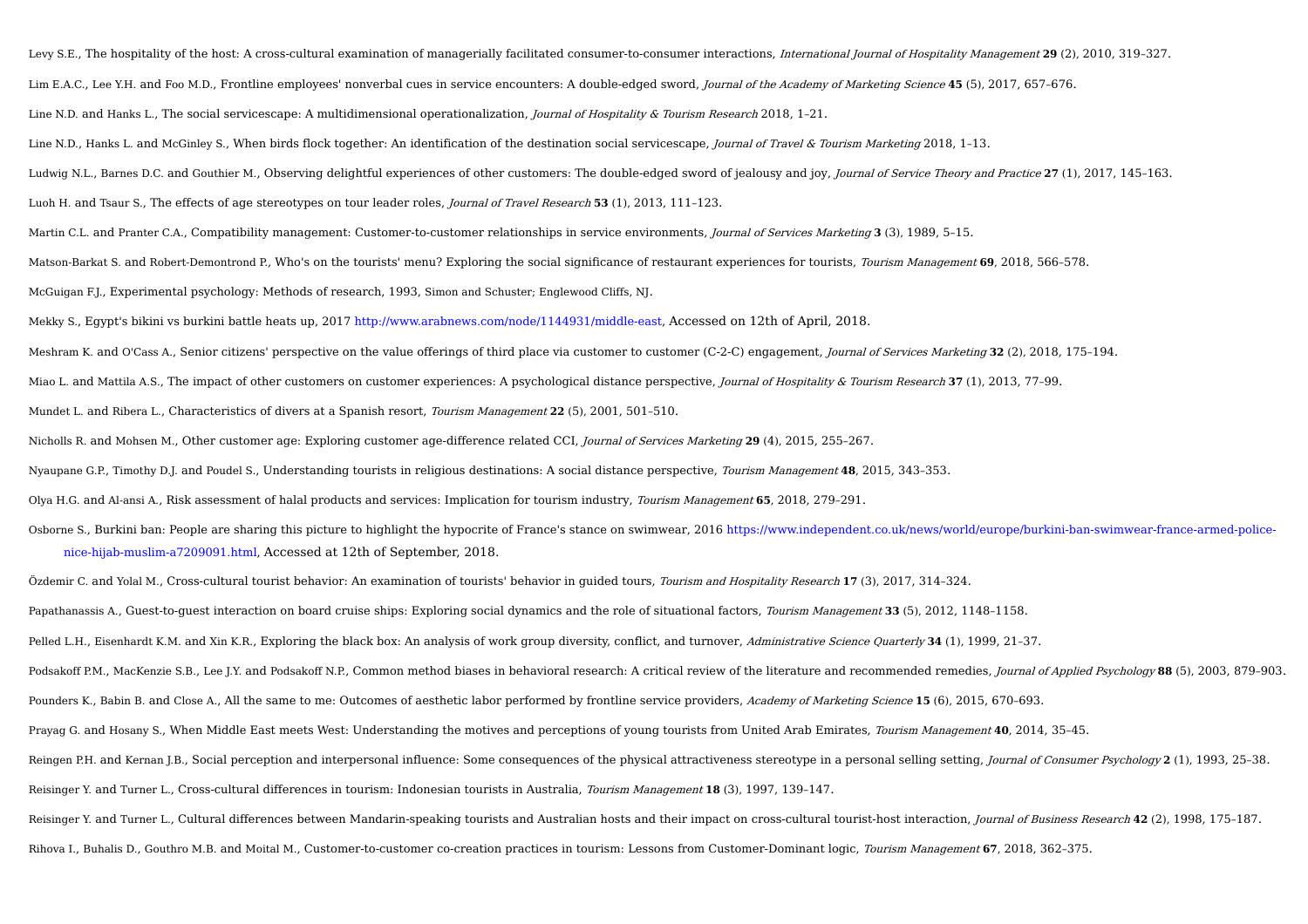Levy S.E., The hospitality of the host: A cross-cultural examination of managerially facilitated consumer-to-consumer interactions, *International Journal of Hospitality Management* **29** (2), 2010, 319–327.

Lim E.A.C., Lee Y.H. and Foo M.D., Frontline employees' nonverbal cues in service encounters: A double-edged sword, *Journal of the Academy of Marketing Science* **45** (5), 2017, 657–676.

Line N.D. and Hanks L., The social servicescape: A multidimensional operationalization, *Journal of Hospitality & Tourism Research* 2018, 1–21.

Line N.D., Hanks L. and McGinley S., When birds flock together: An identification of the destination social servicescape, *Journal of Travel & Tourism Marketing* 2018, 1–13.

Ludwig N.L., Barnes D.C. and Gouthier M., Observing delightful experiences of other customers: The double-edged sword of jealousy and joy, *Journal of Service Theory and Practice* **27** (1), 2017, 145–163.

Luoh H. and Tsaur S., The effects of age stereotypes on tour leader roles, *Journal of Travel Research* **53** (1), 2013, 111–123.

Martin C.L. and Pranter C.A., Compatibility management: Customer-to-customer relationships in service environments, *Journal of Services Marketing* **3** (3), 1989, 5–15.

Matson-Barkat S. and Robert-Demontrond P., Who's on the tourists' menu? Exploring the social significance of restaurant experiences for tourists, *Tourism Management* **69**, 2018, 566–578.

McGuigan F.J., Experimental psychology: Methods of research, 1993, Simon and Schuster; Englewood Cliffs, NJ.

Mekky S., Egypt's bikini vs burkini battle heats up, 2017 http://www.arabnews.com/node/1144931/middle-east, Accessed on 12th of April, 2018.

Meshram K. and O'Cass A., Senior citizens' perspective on the value offerings of third place via customer to customer (C-2-C) engagement, *Journal of Services Marketing* **32** (2), 2018, 175–194.

Miao L. and Mattila A.S., The impact of other customers on customer experiences: A psychological distance perspective, *Journal of Hospitality & Tourism Research* **37** (1), 2013, 77–99.

Mundet L. and Ribera L., Characteristics of divers at a Spanish resort, *Tourism Management* **22** (5), 2001, 501–510.

Nicholls R. and Mohsen M., Other customer age: Exploring customer age-difference related CCI, *Journal of Services Marketing* **29** (4), 2015, 255–267.

Nyaupane G.P., Timothy D.J. and Poudel S., Understanding tourists in religious destinations: A social distance perspective, *Tourism Management* **48**, 2015, 343–353.

Olya H.G. and Al-ansi A., Risk assessment of halal products and services: Implication for tourism industry, *Tourism Management* **65**, 2018, 279–291.

Osborne S., Burkini ban: People are sharing this picture to highlight the hypocrite of France's stance on swimwear, 2016 https://www.independent.co.uk/news/world/europe/burkini-ban-swimwear-france-armed-police-nice-hijab-muslim-a7209091.html, Accessed at 12th of September, 2018.

Özdemir C. and Yolal M., Cross-cultural tourist behavior: An examination of tourists' behavior in guided tours, *Tourism and Hospitality Research* **17** (3), 2017, 314–324.

Papathanassis A., Guest-to-guest interaction on board cruise ships: Exploring social dynamics and the role of situational factors, *Tourism Management* **33** (5), 2012, 1148–1158.

Pelled L.H., Eisenhardt K.M. and Xin K.R., Exploring the black box: An analysis of work group diversity, conflict, and turnover, *Administrative Science Quarterly* **34** (1), 1999, 21–37.

Podsakoff P.M., MacKenzie S.B., Lee J.Y. and Podsakoff N.P., Common method biases in behavioral research: A critical review of the literature and recommended remedies, *Journal of Applied Psychology* **88** (5), 2003, 879–903.

Pounders K., Babin B. and Close A., All the same to me: Outcomes of aesthetic labor performed by frontline service providers, *Academy of Marketing Science* **15** (6), 2015, 670–693.

Prayag G. and Hosany S., When Middle East meets West: Understanding the motives and perceptions of young tourists from United Arab Emirates, *Tourism Management* **40**, 2014, 35–45.

Reingen P.H. and Kernan J.B., Social perception and interpersonal influence: Some consequences of the physical attractiveness stereotype in a personal selling setting, *Journal of Consumer Psychology* **2** (1), 1993, 25–38.

Reisinger Y. and Turner L., Cross-cultural differences in tourism: Indonesian tourists in Australia, *Tourism Management* **18** (3), 1997, 139–147.

Reisinger Y. and Turner L., Cultural differences between Mandarin-speaking tourists and Australian hosts and their impact on cross-cultural tourist-host interaction, *Journal of Business Research* **42** (2), 1998, 175–187.

Rihova I., Buhalis D., Gouthro M.B. and Moital M., Customer-to-customer co-creation practices in tourism: Lessons from Customer-Dominant logic, *Tourism Management* **67**, 2018, 362–375.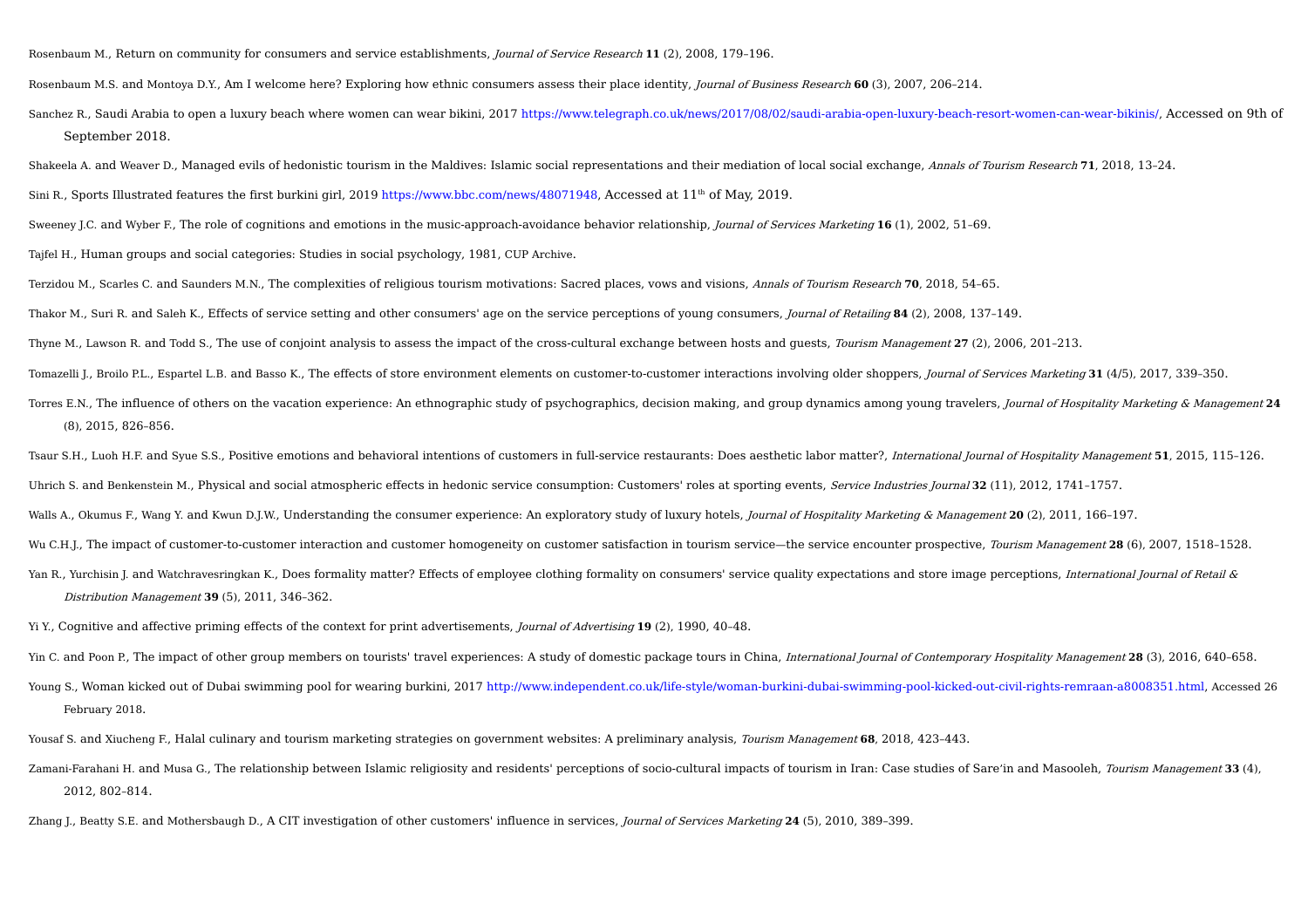Rosenbaum M., Return on community for consumers and service establishments, *Journal of Service Research* **11** (2), 2008, 179–196.

Rosenbaum M.S. and Montoya D.Y., Am I welcome here? Exploring how ethnic consumers assess their place identity, *Journal of Business Research* **60** (3), 2007, 206–214.

Sanchez R., Saudi Arabia to open a luxury beach where women can wear bikini, 2017 https://www.telegraph.co.uk/news/2017/08/02/saudi-arabia-open-luxury-beach-resort-women-can-wear-bikinis/, Accessed on 9th of September 2018.

Shakeela A. and Weaver D., Managed evils of hedonistic tourism in the Maldives: Islamic social representations and their mediation of local social exchange, *Annals of Tourism Research* **71**, 2018, 13–24.

Sini R., Sports Illustrated features the first burkini girl, 2019 https://www.bbc.com/news/48071948, Accessed at 11th of May, 2019.

Sweeney J.C. and Wyber F., The role of cognitions and emotions in the music-approach-avoidance behavior relationship, *Journal of Services Marketing* **16** (1), 2002, 51–69.

Tajfel H., Human groups and social categories: Studies in social psychology, 1981, CUP Archive.

Terzidou M., Scarles C. and Saunders M.N., The complexities of religious tourism motivations: Sacred places, vows and visions, *Annals of Tourism Research* **70**, 2018, 54–65.

Thakor M., Suri R. and Saleh K., Effects of service setting and other consumers' age on the service perceptions of young consumers, *Journal of Retailing* **84** (2), 2008, 137–149.

Thyne M., Lawson R. and Todd S., The use of conjoint analysis to assess the impact of the cross-cultural exchange between hosts and guests, *Tourism Management* **27** (2), 2006, 201–213.

Tomazelli J., Broilo P.L., Espartel L.B. and Basso K., The effects of store environment elements on customer-to-customer interactions involving older shoppers, *Journal of Services Marketing* **31** (4/5), 2017, 339–350.

Torres E.N., The influence of others on the vacation experience: An ethnographic study of psychographics, decision making, and group dynamics among young travelers, *Journal of Hospitality Marketing & Management* **24** (8), 2015, 826–856.

Tsaur S.H., Luoh H.F. and Syue S.S., Positive emotions and behavioral intentions of customers in full-service restaurants: Does aesthetic labor matter?, *International Journal of Hospitality Management* **51**, 2015, 115–126.

Uhrich S. and Benkenstein M., Physical and social atmospheric effects in hedonic service consumption: Customers' roles at sporting events, *Service Industries Journal* **32** (11), 2012, 1741–1757.

Walls A., Okumus F., Wang Y. and Kwun D.J.W., Understanding the consumer experience: An exploratory study of luxury hotels, *Journal of Hospitality Marketing & Management* **20** (2), 2011, 166–197.

Wu C.H.J., The impact of customer-to-customer interaction and customer homogeneity on customer satisfaction in tourism service—the service encounter prospective, *Tourism Management* **28** (6), 2007, 1518–1528.

Yan R., Yurchisin J. and Watchravesringkan K., Does formality matter? Effects of employee clothing formality on consumers' service quality expectations and store image perceptions, *International Journal of Retail & Distribution Management* **39** (5), 2011, 346–362.

Yi Y., Cognitive and affective priming effects of the context for print advertisements, *Journal of Advertising* **19** (2), 1990, 40–48.

Yin C. and Poon P., The impact of other group members on tourists' travel experiences: A study of domestic package tours in China, *International Journal of Contemporary Hospitality Management* **28** (3), 2016, 640–658.

Young S., Woman kicked out of Dubai swimming pool for wearing burkini, 2017 http://www.independent.co.uk/life-style/woman-burkini-dubai-swimming-pool-kicked-out-civil-rights-remraan-a8008351.html, Accessed 26 February 2018.

Yousaf S. and Xiucheng F., Halal culinary and tourism marketing strategies on government websites: A preliminary analysis, *Tourism Management* **68**, 2018, 423–443.

Zamani-Farahani H. and Musa G., The relationship between Islamic religiosity and residents' perceptions of socio-cultural impacts of tourism in Iran: Case studies of Sare'in and Masooleh, *Tourism Management* **33** (4), 2012, 802–814.

Zhang J., Beatty S.E. and Mothersbaugh D., A CIT investigation of other customers' influence in services, *Journal of Services Marketing* **24** (5), 2010, 389–399.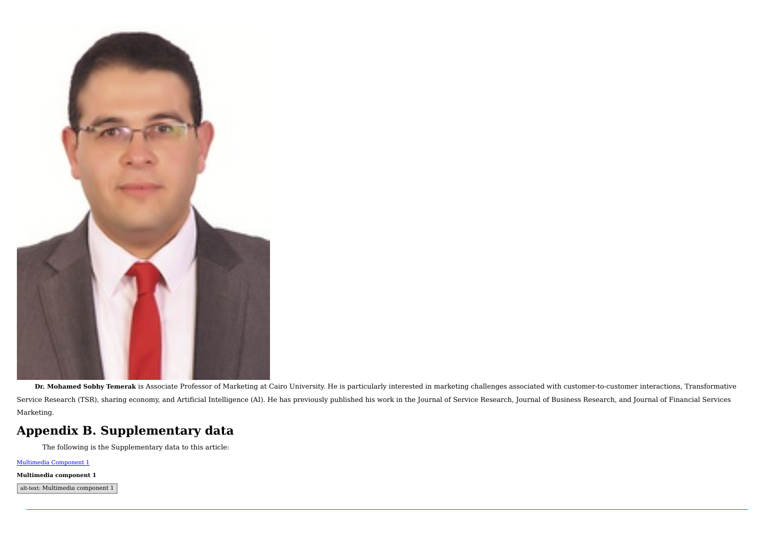**Dr. Mohamed Sobhy Temerak** is Associate Professor of Marketing at Cairo University. He is particularly interested in marketing challenges associated with customer-to-customer interactions, Transformative Service Research (TSR), sharing economy, and Artificial Intelligence (AI). He has previously published his work in the Journal of Service Research, Journal of Business Research, and Journal of Financial Services Marketing.

## Appendix B. Supplementary data

The following is the Supplementary data to this article:

Multimedia Component 1

**Multimedia component 1**

alt-text: Multimedia component 1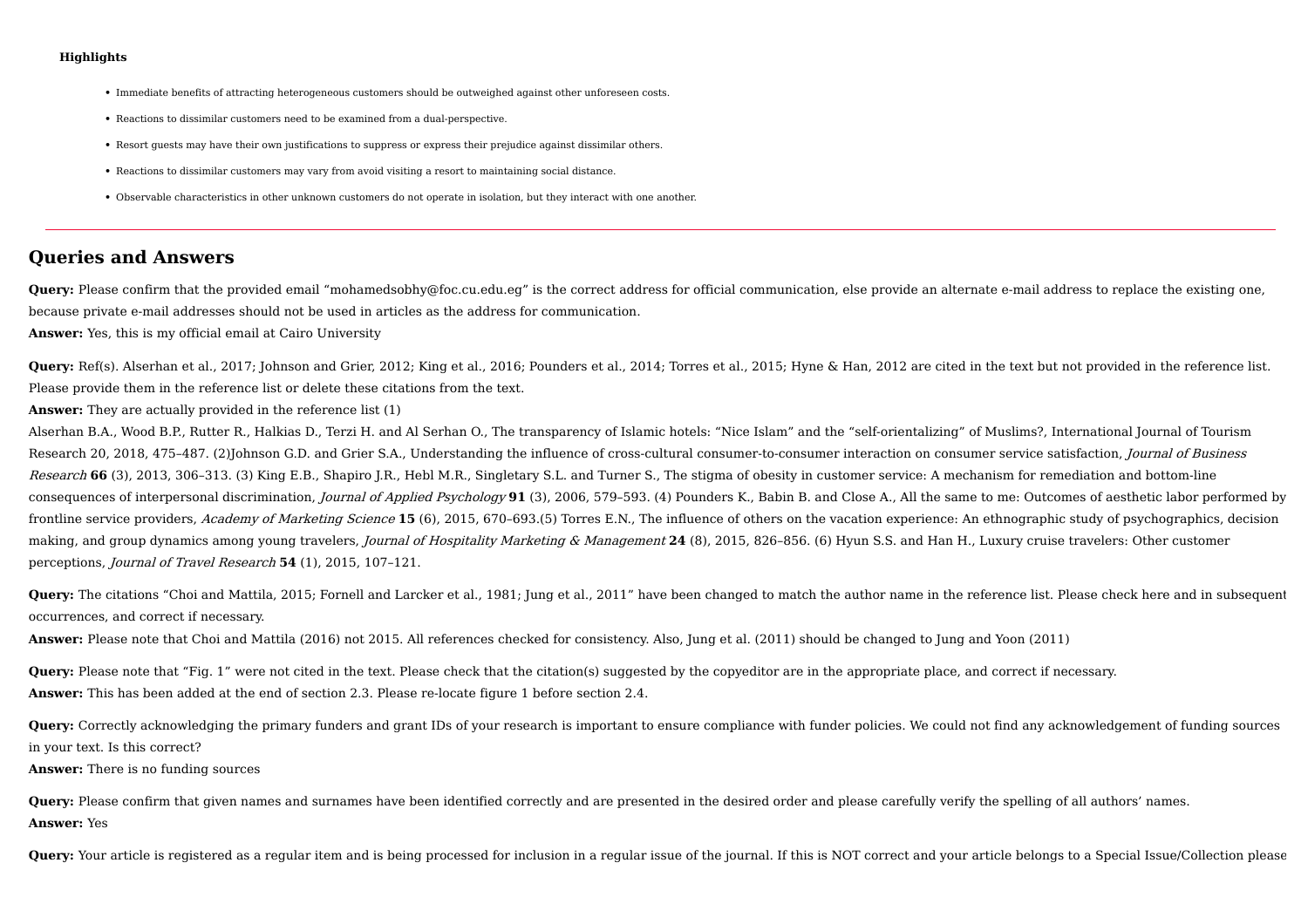**Highlights**

- Immediate benefits of attracting heterogeneous customers should be outweighed against other unforeseen costs.
- Reactions to dissimilar customers need to be examined from a dual-perspective.
- Resort guests may have their own justifications to suppress or express their prejudice against dissimilar others.
- Reactions to dissimilar customers may vary from avoid visiting a resort to maintaining social distance.
- Observable characteristics in other unknown customers do not operate in isolation, but they interact with one another.

---

## Queries and Answers

**Query:** Please confirm that the provided email "mohamedsobhy@foc.cu.edu.eg" is the correct address for official communication, else provide an alternate e-mail address to replace the existing one, because private e-mail addresses should not be used in articles as the address for communication.
**Answer:** Yes, this is my official email at Cairo University

**Query:** Ref(s). Alserhan et al., 2017; Johnson and Grier, 2012; King et al., 2016; Pounders et al., 2014; Torres et al., 2015; Hyne & Han, 2012 are cited in the text but not provided in the reference list. Please provide them in the reference list or delete these citations from the text.
**Answer:** They are actually provided in the reference list (1)
Alserhan B.A., Wood B.P., Rutter R., Halkias D., Terzi H. and Al Serhan O., The transparency of Islamic hotels: "Nice Islam" and the "self-orientalizing" of Muslims?, International Journal of Tourism Research 20, 2018, 475–487. (2)Johnson G.D. and Grier S.A., Understanding the influence of cross-cultural consumer-to-consumer interaction on consumer service satisfaction, *Journal of Business Research* **66** (3), 2013, 306–313. (3) King E.B., Shapiro J.R., Hebl M.R., Singletary S.L. and Turner S., The stigma of obesity in customer service: A mechanism for remediation and bottom-line consequences of interpersonal discrimination, *Journal of Applied Psychology* **91** (3), 2006, 579–593. (4) Pounders K., Babin B. and Close A., All the same to me: Outcomes of aesthetic labor performed by frontline service providers, *Academy of Marketing Science* **15** (6), 2015, 670–693.(5) Torres E.N., The influence of others on the vacation experience: An ethnographic study of psychographics, decision making, and group dynamics among young travelers, *Journal of Hospitality Marketing & Management* **24** (8), 2015, 826–856. (6) Hyun S.S. and Han H., Luxury cruise travelers: Other customer perceptions, *Journal of Travel Research* **54** (1), 2015, 107–121.

**Query:** The citations "Choi and Mattila, 2015; Fornell and Larcker et al., 1981; Jung et al., 2011" have been changed to match the author name in the reference list. Please check here and in subsequent occurrences, and correct if necessary.
**Answer:** Please note that Choi and Mattila (2016) not 2015. All references checked for consistency. Also, Jung et al. (2011) should be changed to Jung and Yoon (2011)

**Query:** Please note that "Fig. 1" were not cited in the text. Please check that the citation(s) suggested by the copyeditor are in the appropriate place, and correct if necessary.
**Answer:** This has been added at the end of section 2.3. Please re-locate figure 1 before section 2.4.

**Query:** Correctly acknowledging the primary funders and grant IDs of your research is important to ensure compliance with funder policies. We could not find any acknowledgement of funding sources in your text. Is this correct?
**Answer:** There is no funding sources

**Query:** Please confirm that given names and surnames have been identified correctly and are presented in the desired order and please carefully verify the spelling of all authors' names.
**Answer:** Yes

**Query:** Your article is registered as a regular item and is being processed for inclusion in a regular issue of the journal. If this is NOT correct and your article belongs to a Special Issue/Collection please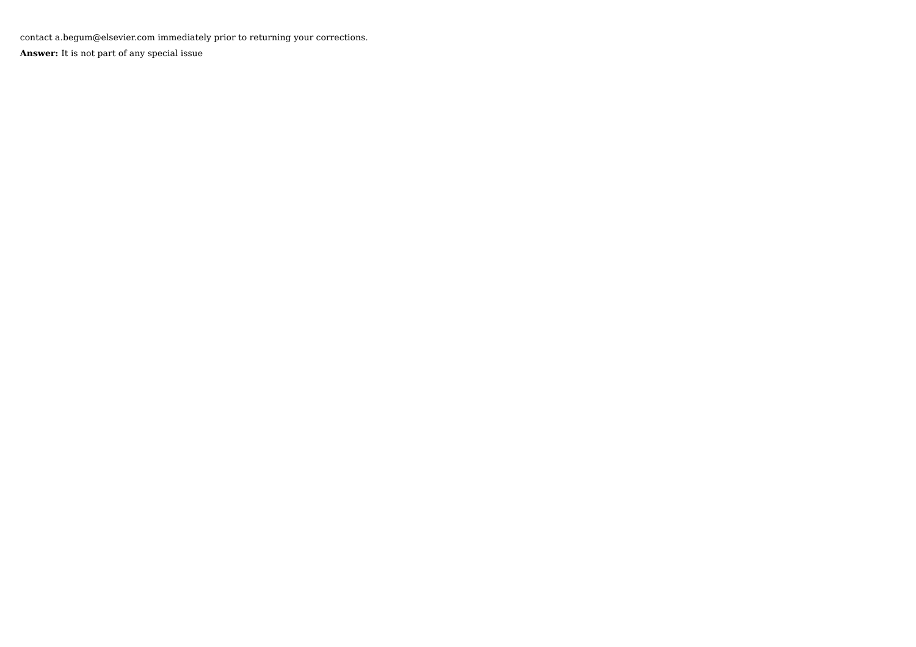contact a.begum@elsevier.com immediately prior to returning your corrections.

**Answer:** It is not part of any special issue